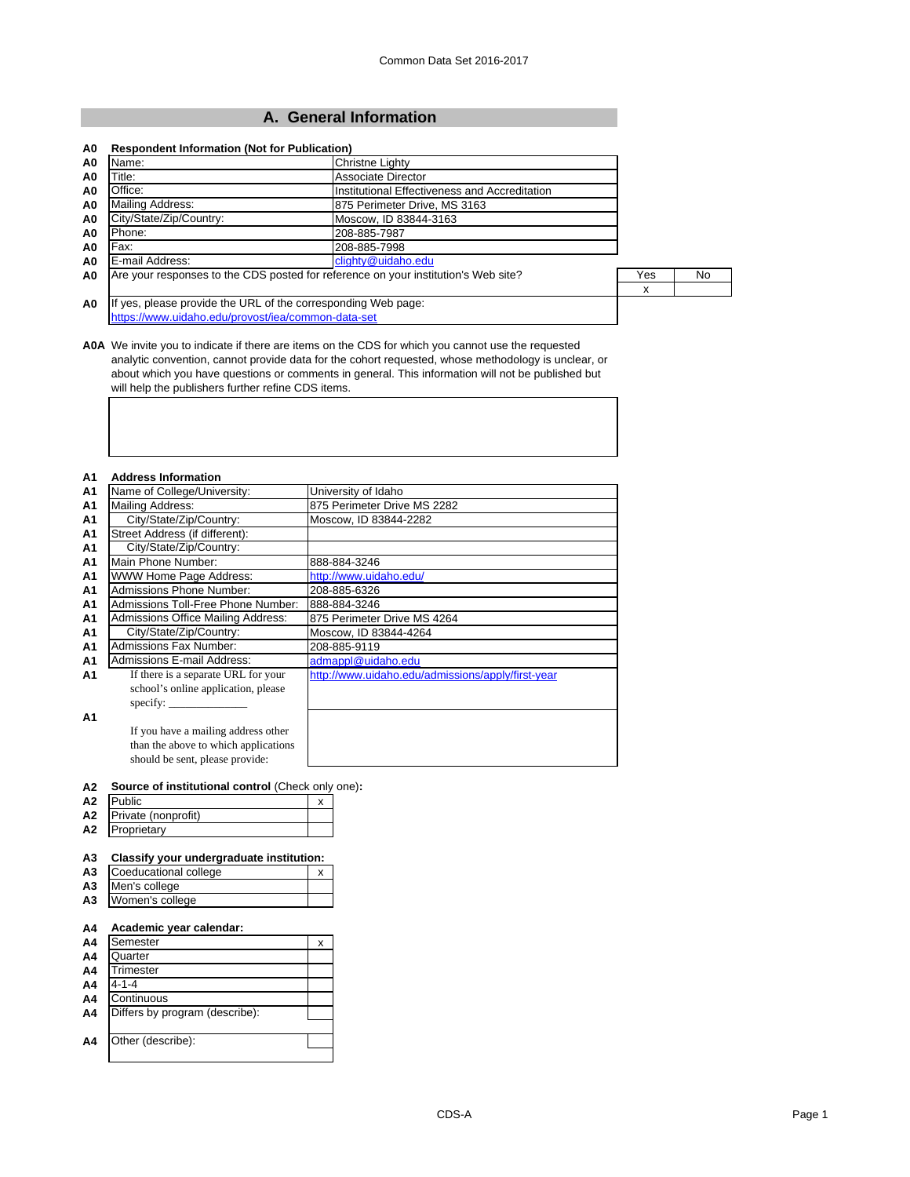Common Data Set 2016-2017

## A. General Information

**A0 Respondent Information (Not for Publication)**

| | | |
|---|---|---|
| A0 | Name: | Christne Lighty |
| A0 | Title: | Associate Director |
| A0 | Office: | Institutional Effectiveness and Accreditation |
| A0 | Mailing Address: | 875 Perimeter Drive, MS 3163 |
| A0 | City/State/Zip/Country: | Moscow, ID 83844-3163 |
| A0 | Phone: | 208-885-7987 |
| A0 | Fax: | 208-885-7998 |
| A0 | E-mail Address: | clighty@uidaho.edu |

| | | Yes | No |
|---|---|---|---|
| A0 | Are your responses to the CDS posted for reference on your institution's Web site? | x | |

A0 If yes, please provide the URL of the corresponding Web page:
https://www.uidaho.edu/provost/iea/common-data-set

**A0A** We invite you to indicate if there are items on the CDS for which you cannot use the requested analytic convention, cannot provide data for the cohort requested, whose methodology is unclear, or about which you have questions or comments in general. This information will not be published but will help the publishers further refine CDS items.

**A1 Address Information**

| | | |
|---|---|---|
| A1 | Name of College/University: | University of Idaho |
| A1 | Mailing Address: | 875 Perimeter Drive MS 2282 |
| A1 | City/State/Zip/Country: | Moscow, ID 83844-2282 |
| A1 | Street Address (if different): | |
| A1 | City/State/Zip/Country: | |
| A1 | Main Phone Number: | 888-884-3246 |
| A1 | WWW Home Page Address: | http://www.uidaho.edu/ |
| A1 | Admissions Phone Number: | 208-885-6326 |
| A1 | Admissions Toll-Free Phone Number: | 888-884-3246 |
| A1 | Admissions Office Mailing Address: | 875 Perimeter Drive MS 4264 |
| A1 | City/State/Zip/Country: | Moscow, ID 83844-4264 |
| A1 | Admissions Fax Number: | 208-885-9119 |
| A1 | Admissions E-mail Address: | admappl@uidaho.edu |
| A1 | If there is a separate URL for your school's online application, please specify: | http://www.uidaho.edu/admissions/apply/first-year |
| A1 | If you have a mailing address other than the above to which applications should be sent, please provide: | |

**A2 Source of institutional control** (Check only one)**:**

| | | |
|---|---|---|
| A2 | Public | x |
| A2 | Private (nonprofit) | |
| A2 | Proprietary | |

**A3 Classify your undergraduate institution:**

| | | |
|---|---|---|
| A3 | Coeducational college | x |
| A3 | Men's college | |
| A3 | Women's college | |

**A4 Academic year calendar:**

| | | |
|---|---|---|
| A4 | Semester | x |
| A4 | Quarter | |
| A4 | Trimester | |
| A4 | 4-1-4 | |
| A4 | Continuous | |
| A4 | Differs by program (describe): | |
| A4 | Other (describe): | |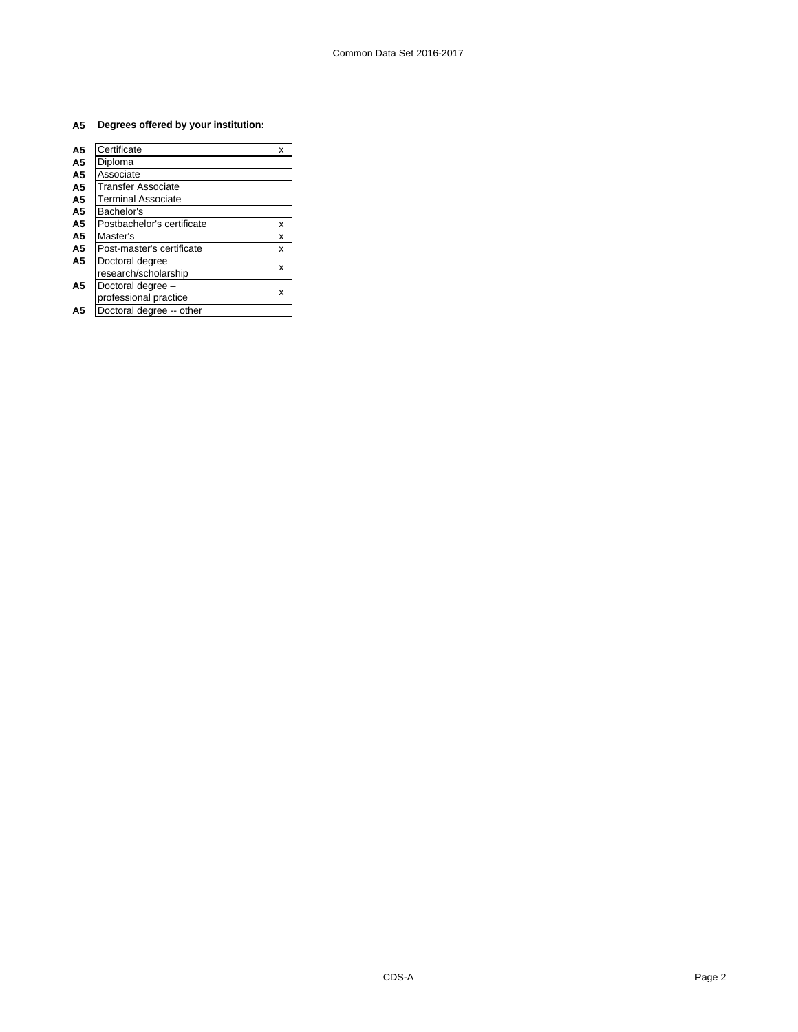**A5 Degrees offered by your institution:**

| | | |
|---|---|---|
| A5 | Certificate | x |
| A5 | Diploma | |
| A5 | Associate | |
| A5 | Transfer Associate | |
| A5 | Terminal Associate | |
| A5 | Bachelor's | |
| A5 | Postbachelor's certificate | x |
| A5 | Master's | x |
| A5 | Post-master's certificate | x |
| A5 | Doctoral degree research/scholarship | x |
| A5 | Doctoral degree – professional practice | x |
| A5 | Doctoral degree -- other | |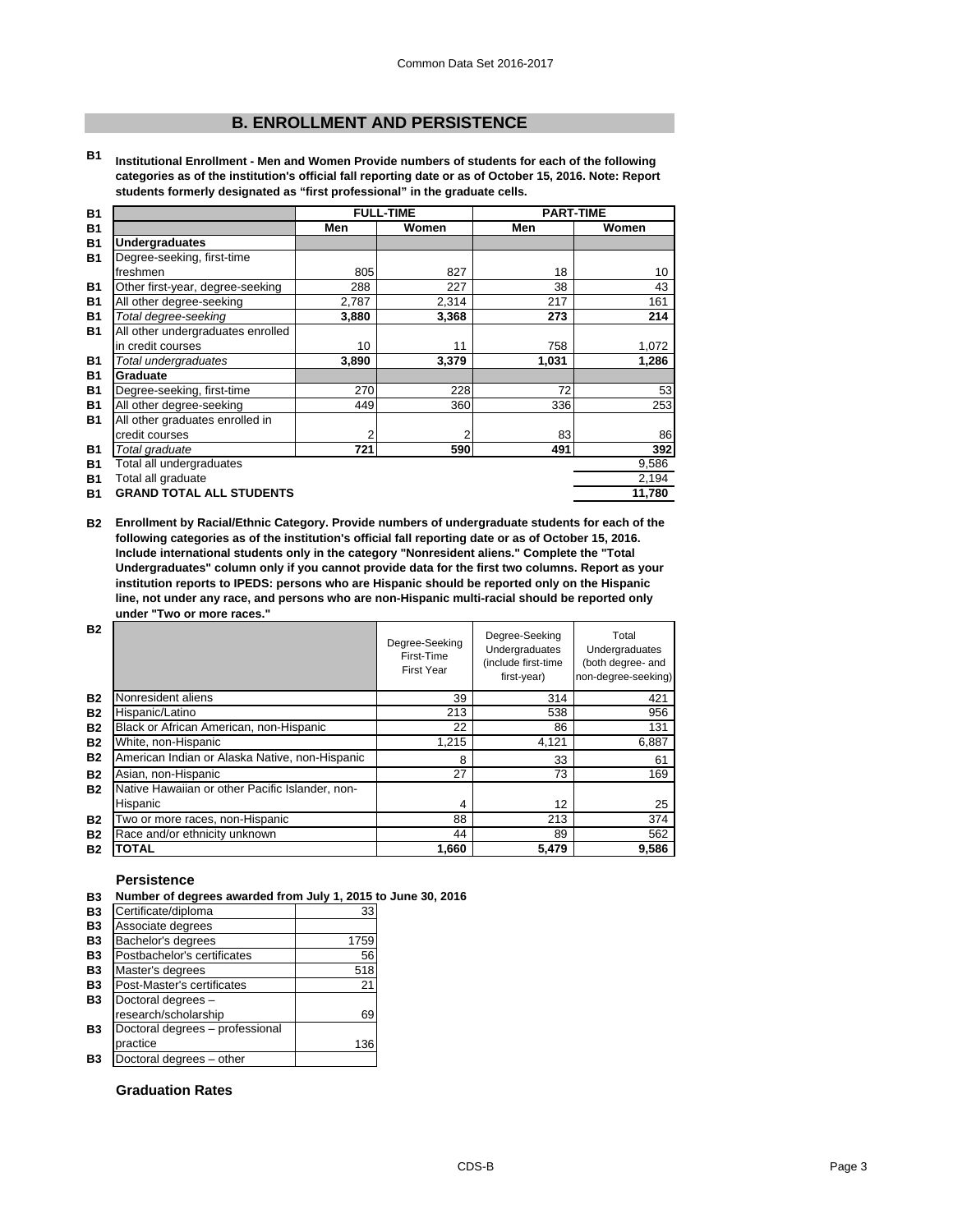## B. ENROLLMENT AND PERSISTENCE

**B1 Institutional Enrollment - Men and Women Provide numbers of students for each of the following categories as of the institution's official fall reporting date or as of October 15, 2016. Note: Report students formerly designated as "first professional" in the graduate cells.**

| | FULL-TIME | | PART-TIME | |
|---|---|---|---|---|
| | **Men** | **Women** | **Men** | **Women** |
| **Undergraduates** | | | | |
| Degree-seeking, first-time freshmen | 805 | 827 | 18 | 10 |
| Other first-year, degree-seeking | 288 | 227 | 38 | 43 |
| All other degree-seeking | 2,787 | 2,314 | 217 | 161 |
| *Total degree-seeking* | **3,880** | **3,368** | **273** | **214** |
| All other undergraduates enrolled in credit courses | 10 | 11 | 758 | 1,072 |
| *Total undergraduates* | **3,890** | **3,379** | **1,031** | **1,286** |
| **Graduate** | | | | |
| Degree-seeking, first-time | 270 | 228 | 72 | 53 |
| All other degree-seeking | 449 | 360 | 336 | 253 |
| All other graduates enrolled in credit courses | 2 | 2 | 83 | 86 |
| *Total graduate* | **721** | **590** | **491** | **392** |
| Total all undergraduates | | | | 9,586 |
| Total all graduate | | | | 2,194 |
| **GRAND TOTAL ALL STUDENTS** | | | | **11,780** |

**B2 Enrollment by Racial/Ethnic Category. Provide numbers of undergraduate students for each of the following categories as of the institution's official fall reporting date or as of October 15, 2016. Include international students only in the category "Nonresident aliens." Complete the "Total Undergraduates" column only if you cannot provide data for the first two columns. Report as your institution reports to IPEDS: persons who are Hispanic should be reported only on the Hispanic line, not under any race, and persons who are non-Hispanic multi-racial should be reported only under "Two or more races."**

| | Degree-Seeking First-Time First Year | Degree-Seeking Undergraduates (include first-time first-year) | Total Undergraduates (both degree- and non-degree-seeking) |
|---|---|---|---|
| Nonresident aliens | 39 | 314 | 421 |
| Hispanic/Latino | 213 | 538 | 956 |
| Black or African American, non-Hispanic | 22 | 86 | 131 |
| White, non-Hispanic | 1,215 | 4,121 | 6,887 |
| American Indian or Alaska Native, non-Hispanic | 8 | 33 | 61 |
| Asian, non-Hispanic | 27 | 73 | 169 |
| Native Hawaiian or other Pacific Islander, non-Hispanic | 4 | 12 | 25 |
| Two or more races, non-Hispanic | 88 | 213 | 374 |
| Race and/or ethnicity unknown | 44 | 89 | 562 |
| **TOTAL** | **1,660** | **5,479** | **9,586** |

### Persistence

**B3 Number of degrees awarded from July 1, 2015 to June 30, 2016**

| | |
|---|---|
| Certificate/diploma | 33 |
| Associate degrees | |
| Bachelor's degrees | 1759 |
| Postbachelor's certificates | 56 |
| Master's degrees | 518 |
| Post-Master's certificates | 21 |
| Doctoral degrees – research/scholarship | 69 |
| Doctoral degrees – professional practice | 136 |
| Doctoral degrees – other | |

### Graduation Rates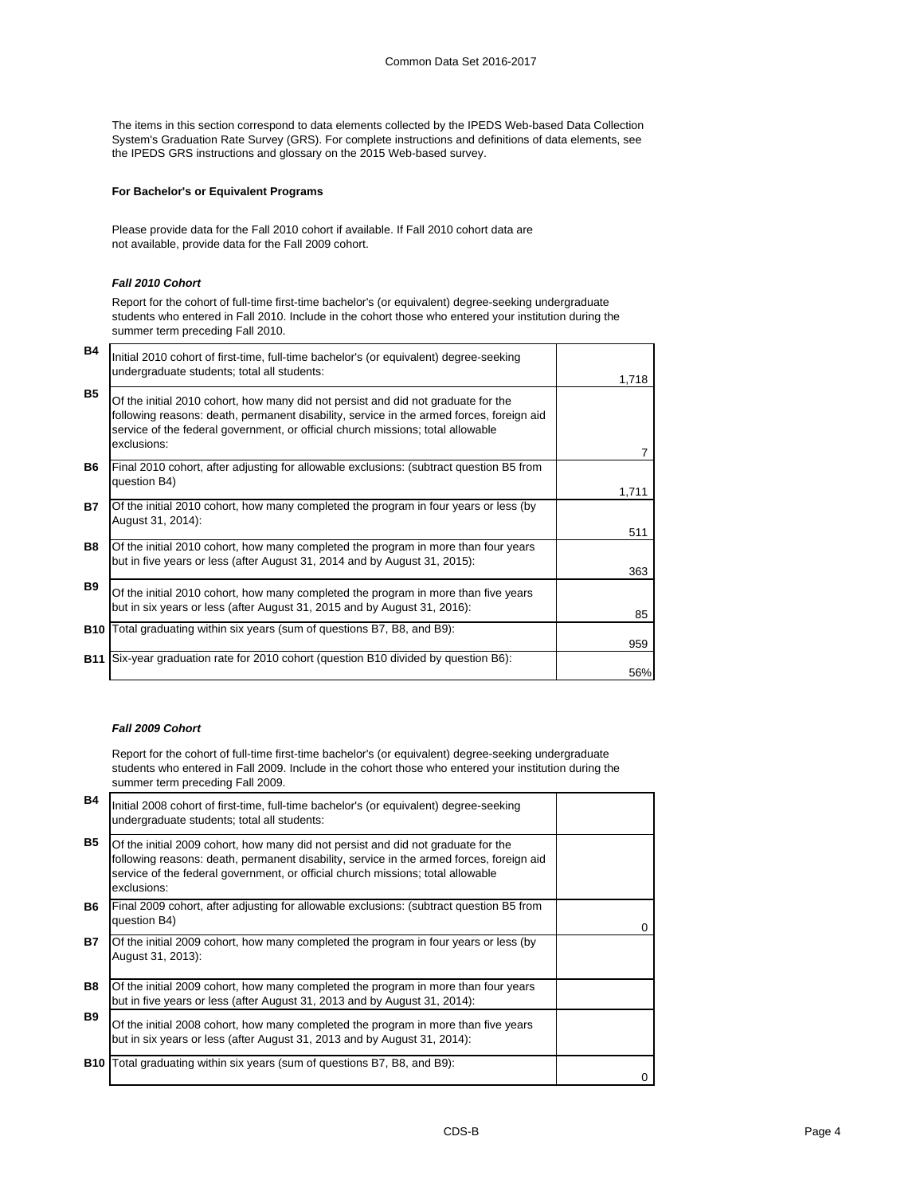The items in this section correspond to data elements collected by the IPEDS Web-based Data Collection System's Graduation Rate Survey (GRS). For complete instructions and definitions of data elements, see the IPEDS GRS instructions and glossary on the 2015 Web-based survey.

**For Bachelor's or Equivalent Programs**

Please provide data for the Fall 2010 cohort if available. If Fall 2010 cohort data are not available, provide data for the Fall 2009 cohort.

***Fall 2010 Cohort***

Report for the cohort of full-time first-time bachelor's (or equivalent) degree-seeking undergraduate students who entered in Fall 2010. Include in the cohort those who entered your institution during the summer term preceding Fall 2010.

| | | |
|---|---|---|
| **B4** | Initial 2010 cohort of first-time, full-time bachelor's (or equivalent) degree-seeking undergraduate students; total all students: | 1,718 |
| **B5** | Of the initial 2010 cohort, how many did not persist and did not graduate for the following reasons: death, permanent disability, service in the armed forces, foreign aid service of the federal government, or official church missions; total allowable exclusions: | 7 |
| **B6** | Final 2010 cohort, after adjusting for allowable exclusions: (subtract question B5 from question B4) | 1,711 |
| **B7** | Of the initial 2010 cohort, how many completed the program in four years or less (by August 31, 2014): | 511 |
| **B8** | Of the initial 2010 cohort, how many completed the program in more than four years but in five years or less (after August 31, 2014 and by August 31, 2015): | 363 |
| **B9** | Of the initial 2010 cohort, how many completed the program in more than five years but in six years or less (after August 31, 2015 and by August 31, 2016): | 85 |
| **B10** | Total graduating within six years (sum of questions B7, B8, and B9): | 959 |
| **B11** | Six-year graduation rate for 2010 cohort (question B10 divided by question B6): | 56% |

***Fall 2009 Cohort***

Report for the cohort of full-time first-time bachelor's (or equivalent) degree-seeking undergraduate students who entered in Fall 2009. Include in the cohort those who entered your institution during the summer term preceding Fall 2009.

| | | |
|---|---|---|
| **B4** | Initial 2008 cohort of first-time, full-time bachelor's (or equivalent) degree-seeking undergraduate students; total all students: | |
| **B5** | Of the initial 2009 cohort, how many did not persist and did not graduate for the following reasons: death, permanent disability, service in the armed forces, foreign aid service of the federal government, or official church missions; total allowable exclusions: | |
| **B6** | Final 2009 cohort, after adjusting for allowable exclusions: (subtract question B5 from question B4) | 0 |
| **B7** | Of the initial 2009 cohort, how many completed the program in four years or less (by August 31, 2013): | |
| **B8** | Of the initial 2009 cohort, how many completed the program in more than four years but in five years or less (after August 31, 2013 and by August 31, 2014): | |
| **B9** | Of the initial 2008 cohort, how many completed the program in more than five years but in six years or less (after August 31, 2013 and by August 31, 2014): | |
| **B10** | Total graduating within six years (sum of questions B7, B8, and B9): | 0 |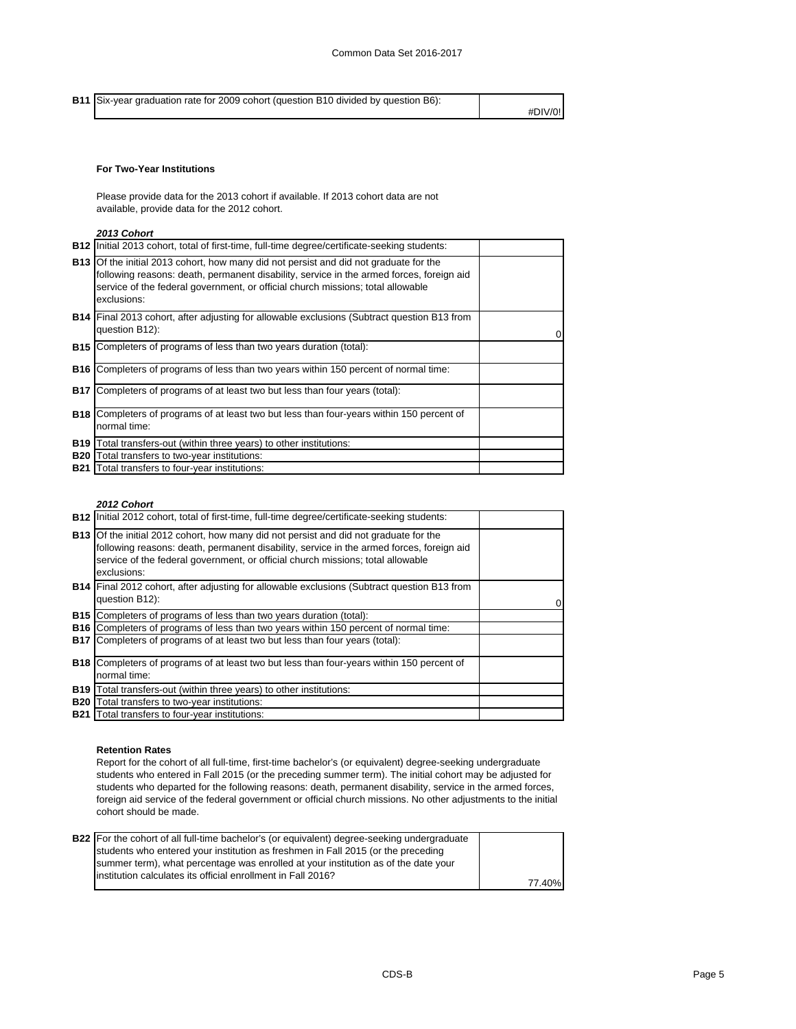| | | |
|---|---|---|
| B11 | Six-year graduation rate for 2009 cohort (question B10 divided by question B6): | #DIV/0! |

**For Two-Year Institutions**

Please provide data for the 2013 cohort if available. If 2013 cohort data are not available, provide data for the 2012 cohort.

***2013 Cohort***

| | | |
|---|---|---|
| B12 | Initial 2013 cohort, total of first-time, full-time degree/certificate-seeking students: | |
| B13 | Of the initial 2013 cohort, how many did not persist and did not graduate for the following reasons: death, permanent disability, service in the armed forces, foreign aid service of the federal government, or official church missions; total allowable exclusions: | |
| B14 | Final 2013 cohort, after adjusting for allowable exclusions (Subtract question B13 from question B12): | 0 |
| B15 | Completers of programs of less than two years duration (total): | |
| B16 | Completers of programs of less than two years within 150 percent of normal time: | |
| B17 | Completers of programs of at least two but less than four years (total): | |
| B18 | Completers of programs of at least two but less than four-years within 150 percent of normal time: | |
| B19 | Total transfers-out (within three years) to other institutions: | |
| B20 | Total transfers to two-year institutions: | |
| B21 | Total transfers to four-year institutions: | |

***2012 Cohort***

| | | |
|---|---|---|
| B12 | Initial 2012 cohort, total of first-time, full-time degree/certificate-seeking students: | |
| B13 | Of the initial 2012 cohort, how many did not persist and did not graduate for the following reasons: death, permanent disability, service in the armed forces, foreign aid service of the federal government, or official church missions; total allowable exclusions: | |
| B14 | Final 2012 cohort, after adjusting for allowable exclusions (Subtract question B13 from question B12): | 0 |
| B15 | Completers of programs of less than two years duration (total): | |
| B16 | Completers of programs of less than two years within 150 percent of normal time: | |
| B17 | Completers of programs of at least two but less than four years (total): | |
| B18 | Completers of programs of at least two but less than four-years within 150 percent of normal time: | |
| B19 | Total transfers-out (within three years) to other institutions: | |
| B20 | Total transfers to two-year institutions: | |
| B21 | Total transfers to four-year institutions: | |

**Retention Rates**

Report for the cohort of all full-time, first-time bachelor's (or equivalent) degree-seeking undergraduate students who entered in Fall 2015 (or the preceding summer term). The initial cohort may be adjusted for students who departed for the following reasons: death, permanent disability, service in the armed forces, foreign aid service of the federal government or official church missions. No other adjustments to the initial cohort should be made.

| | | |
|---|---|---|
| B22 | For the cohort of all full-time bachelor's (or equivalent) degree-seeking undergraduate students who entered your institution as freshmen in Fall 2015 (or the preceding summer term), what percentage was enrolled at your institution as of the date your institution calculates its official enrollment in Fall 2016? | 77.40% |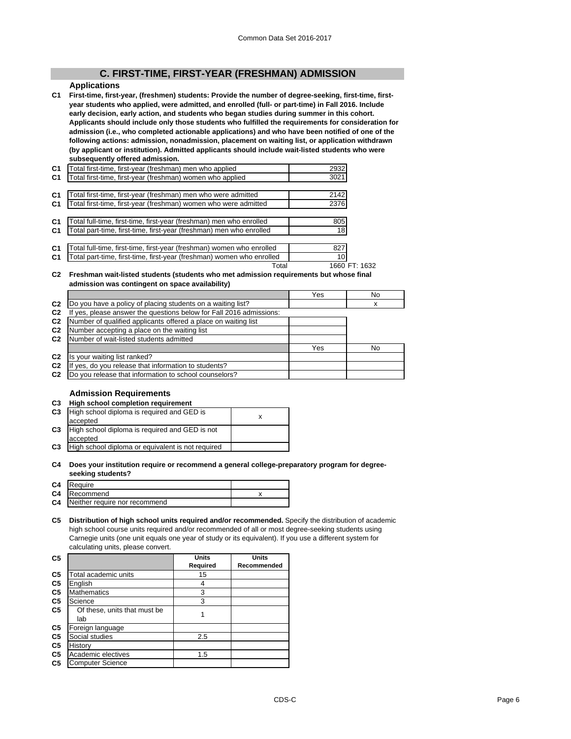## C. FIRST-TIME, FIRST-YEAR (FRESHMAN) ADMISSION

### Applications

**C1 First-time, first-year, (freshmen) students: Provide the number of degree-seeking, first-time, first-year students who applied, were admitted, and enrolled (full- or part-time) in Fall 2016. Include early decision, early action, and students who began studies during summer in this cohort. Applicants should include only those students who fulfilled the requirements for consideration for admission (i.e., who completed actionable applications) and who have been notified of one of the following actions: admission, nonadmission, placement on waiting list, or application withdrawn (by applicant or institution). Admitted applicants should include wait-listed students who were subsequently offered admission.**

| | | |
|---|---|---|
| C1 | Total first-time, first-year (freshman) men who applied | 2932 |
| C1 | Total first-time, first-year (freshman) women who applied | 3021 |
| C1 | Total first-time, first-year (freshman) men who were admitted | 2142 |
| C1 | Total first-time, first-year (freshman) women who were admitted | 2376 |
| C1 | Total full-time, first-time, first-year (freshman) men who enrolled | 805 |
| C1 | Total part-time, first-time, first-year (freshman) men who enrolled | 18 |
| C1 | Total full-time, first-time, first-year (freshman) women who enrolled | 827 |
| C1 | Total part-time, first-time, first-year (freshman) women who enrolled | 10 |
| | Total | 1660 FT: 1632 |

**C2 Freshman wait-listed students (students who met admission requirements but whose final admission was contingent on space availability)**

| | | Yes | No |
|---|---|---|---|
| C2 | Do you have a policy of placing students on a waiting list? | | x |
| C2 | If yes, please answer the questions below for Fall 2016 admissions: | | |
| C2 | Number of qualified applicants offered a place on waiting list | | |
| C2 | Number accepting a place on the waiting list | | |
| C2 | Number of wait-listed students admitted | | |
| | | Yes | No |
| C2 | Is your waiting list ranked? | | |
| C2 | If yes, do you release that information to students? | | |
| C2 | Do you release that information to school counselors? | | |

### Admission Requirements

**C3 High school completion requirement**

| | | |
|---|---|---|
| C3 | High school diploma is required and GED is accepted | x |
| C3 | High school diploma is required and GED is not accepted | |
| C3 | High school diploma or equivalent is not required | |

**C4 Does your institution require or recommend a general college-preparatory program for degree-seeking students?**

| | | |
|---|---|---|
| C4 | Require | |
| C4 | Recommend | x |
| C4 | Neither require nor recommend | |

**C5 Distribution of high school units required and/or recommended.** Specify the distribution of academic high school course units required and/or recommended of all or most degree-seeking students using Carnegie units (one unit equals one year of study or its equivalent). If you use a different system for calculating units, please convert.

| C5 | | Units Required | Units Recommended |
|---|---|---|---|
| C5 | Total academic units | 15 | |
| C5 | English | 4 | |
| C5 | Mathematics | 3 | |
| C5 | Science | 3 | |
| C5 | Of these, units that must be lab | 1 | |
| C5 | Foreign language | | |
| C5 | Social studies | 2.5 | |
| C5 | History | | |
| C5 | Academic electives | 1.5 | |
| C5 | Computer Science | | |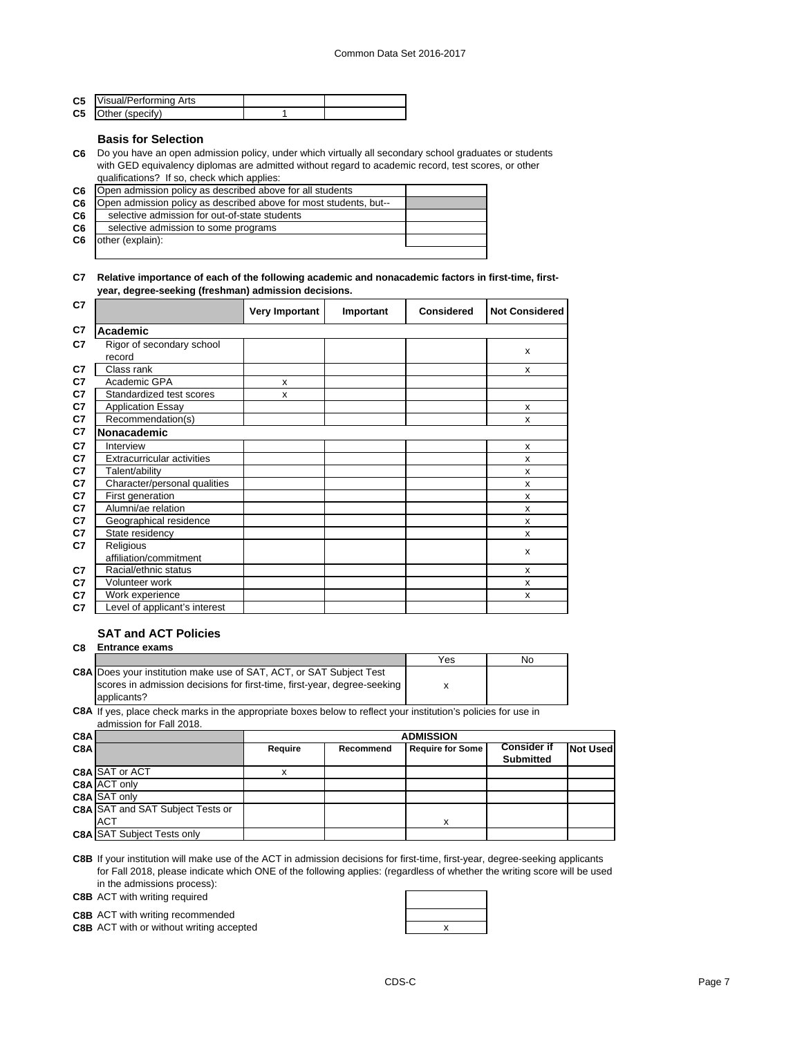| | | | |
|---|---|---|---|
| C5 | Visual/Performing Arts | | |
| C5 | Other (specify) | 1 | |

### Basis for Selection

**C6** Do you have an open admission policy, under which virtually all secondary school graduates or students with GED equivalency diplomas are admitted without regard to academic record, test scores, or other qualifications? If so, check which applies:

| | | |
|---|---|---|
| C6 | Open admission policy as described above for all students | |
| C6 | Open admission policy as described above for most students, but-- | |
| C6 | selective admission for out-of-state students | |
| C6 | selective admission to some programs | |
| C6 | other (explain): | |

**C7 Relative importance of each of the following academic and nonacademic factors in first-time, first-year, degree-seeking (freshman) admission decisions.**

| C7 | | Very Important | Important | Considered | Not Considered |
|---|---|---|---|---|---|
| C7 | **Academic** | | | | |
| C7 | Rigor of secondary school record | | | | x |
| C7 | Class rank | | | | x |
| C7 | Academic GPA | x | | | |
| C7 | Standardized test scores | x | | | |
| C7 | Application Essay | | | | x |
| C7 | Recommendation(s) | | | | x |
| C7 | **Nonacademic** | | | | |
| C7 | Interview | | | | x |
| C7 | Extracurricular activities | | | | x |
| C7 | Talent/ability | | | | x |
| C7 | Character/personal qualities | | | | x |
| C7 | First generation | | | | x |
| C7 | Alumni/ae relation | | | | x |
| C7 | Geographical residence | | | | x |
| C7 | State residency | | | | x |
| C7 | Religious affiliation/commitment | | | | x |
| C7 | Racial/ethnic status | | | | x |
| C7 | Volunteer work | | | | x |
| C7 | Work experience | | | | x |
| C7 | Level of applicant's interest | | | | |

### SAT and ACT Policies

**C8 Entrance exams**

| | | Yes | No |
|---|---|---|---|
| C8A | Does your institution make use of SAT, ACT, or SAT Subject Test scores in admission decisions for first-time, first-year, degree-seeking applicants? | x | |

**C8A** If yes, place check marks in the appropriate boxes below to reflect your institution's policies for use in admission for Fall 2018.

| C8A | | ADMISSION | | | | |
|---|---|---|---|---|---|---|
| C8A | | Require | Recommend | Require for Some | Consider if Submitted | Not Used |
| C8A | SAT or ACT | x | | | | |
| C8A | ACT only | | | | | |
| C8A | SAT only | | | | | |
| C8A | SAT and SAT Subject Tests or ACT | | | x | | |
| C8A | SAT Subject Tests only | | | | | |

**C8B** If your institution will make use of the ACT in admission decisions for first-time, first-year, degree-seeking applicants for Fall 2018, please indicate which ONE of the following applies: (regardless of whether the writing score will be used in the admissions process):

| | | |
|---|---|---|
| C8B | ACT with writing required | |
| C8B | ACT with writing recommended | |
| C8B | ACT with or without writing accepted | x |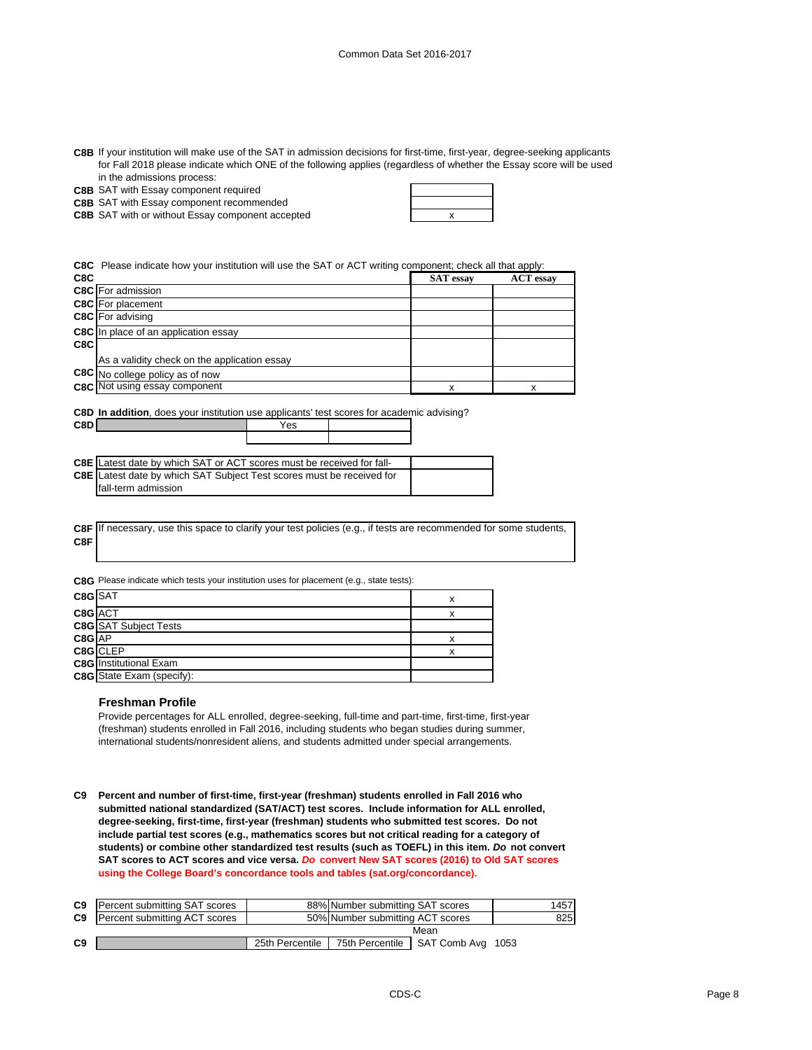**C8B** If your institution will make use of the SAT in admission decisions for first-time, first-year, degree-seeking applicants for Fall 2018 please indicate which ONE of the following applies (regardless of whether the Essay score will be used in the admissions process:

| | | |
|---|---|---|
| C8B | SAT with Essay component required | |
| C8B | SAT with Essay component recommended | |
| C8B | SAT with or without Essay component accepted | x |

**C8C** Please indicate how your institution will use the SAT or ACT writing component; check all that apply:

| C8C | | SAT essay | ACT essay |
|---|---|---|---|
| C8C | For admission | | |
| C8C | For placement | | |
| C8C | For advising | | |
| C8C | In place of an application essay | | |
| C8C | As a validity check on the application essay | | |
| C8C | No college policy as of now | | |
| C8C | Not using essay component | x | x |

**C8D** **In addition**, does your institution use applicants' test scores for academic advising?

| C8D | | Yes | |
|---|---|---|---|
| | | | |

| | | |
|---|---|---|
| C8E | Latest date by which SAT or ACT scores must be received for fall- | |
| C8E | Latest date by which SAT Subject Test scores must be received for fall-term admission | |

**C8F** If necessary, use this space to clarify your test policies (e.g., if tests are recommended for some students,
**C8F**

**C8G** Please indicate which tests your institution uses for placement (e.g., state tests):

| | | |
|---|---|---|
| C8G | SAT | x |
| C8G | ACT | x |
| C8G | SAT Subject Tests | |
| C8G | AP | x |
| C8G | CLEP | x |
| C8G | Institutional Exam | |
| C8G | State Exam (specify): | |

### Freshman Profile

Provide percentages for ALL enrolled, degree-seeking, full-time and part-time, first-time, first-year (freshman) students enrolled in Fall 2016, including students who began studies during summer, international students/nonresident aliens, and students admitted under special arrangements.

**C9** **Percent and number of first-time, first-year (freshman) students enrolled in Fall 2016 who submitted national standardized (SAT/ACT) test scores. Include information for ALL enrolled, degree-seeking, first-time, first-year (freshman) students who submitted test scores. Do not include partial test scores (e.g., mathematics scores but not critical reading for a category of students) or combine other standardized test results (such as TOEFL) in this item. *Do* not convert SAT scores to ACT scores and vice versa. *Do* convert New SAT scores (2016) to Old SAT scores using the College Board's concordance tools and tables (sat.org/concordance).**

| | | | | |
|---|---|---|---|---|
| C9 | Percent submitting SAT scores | 88% | Number submitting SAT scores | 1457 |
| C9 | Percent submitting ACT scores | 50% | Number submitting ACT scores | 825 |
| | | | Mean | |
| C9 | | 25th Percentile | 75th Percentile | SAT Comb Avg 1053 |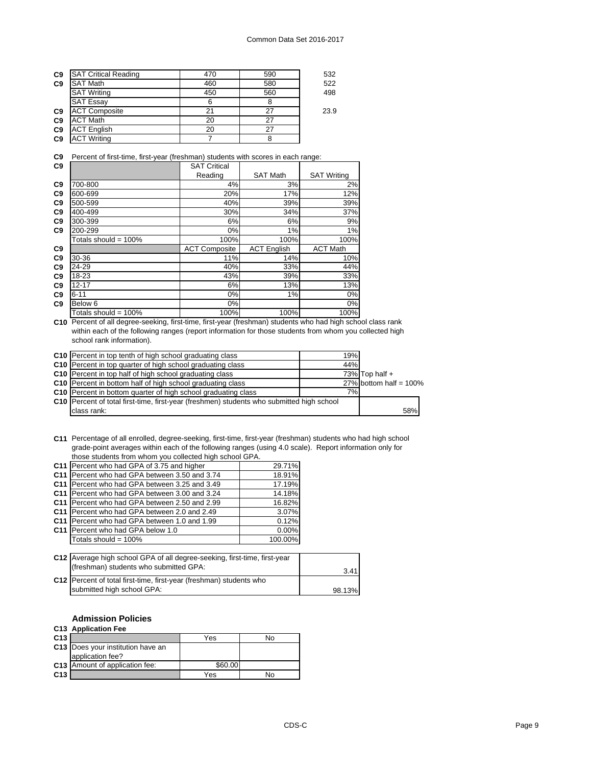| | | | | |
|---|---|---|---|---|
| C9 | SAT Critical Reading | 470 | 590 | 532 |
| C9 | SAT Math | 460 | 580 | 522 |
| | SAT Writing | 450 | 560 | 498 |
| | SAT Essay | 6 | 8 | |
| C9 | ACT Composite | 21 | 27 | 23.9 |
| C9 | ACT Math | 20 | 27 | |
| C9 | ACT English | 20 | 27 | |
| C9 | ACT Writing | 7 | 8 | |

**C9** Percent of first-time, first-year (freshman) students with scores in each range:

| | | SAT Critical Reading | SAT Math | SAT Writing |
|---|---|---|---|---|
| C9 | 700-800 | 4% | 3% | 2% |
| C9 | 600-699 | 20% | 17% | 12% |
| C9 | 500-599 | 40% | 39% | 39% |
| C9 | 400-499 | 30% | 34% | 37% |
| C9 | 300-399 | 6% | 6% | 9% |
| C9 | 200-299 | 0% | 1% | 1% |
| | Totals should = 100% | 100% | 100% | 100% |
| C9 | | ACT Composite | ACT English | ACT Math |
| C9 | 30-36 | 11% | 14% | 10% |
| C9 | 24-29 | 40% | 33% | 44% |
| C9 | 18-23 | 43% | 39% | 33% |
| C9 | 12-17 | 6% | 13% | 13% |
| C9 | 6-11 | 0% | 1% | 0% |
| C9 | Below 6 | 0% | | 0% |
| | Totals should = 100% | 100% | 100% | 100% |

**C10** Percent of all degree-seeking, first-time, first-year (freshman) students who had high school class rank within each of the following ranges (report information for those students from whom you collected high school rank information).

| | | | |
|---|---|---|---|
| C10 | Percent in top tenth of high school graduating class | 19% | |
| C10 | Percent in top quarter of high school graduating class | 44% | |
| C10 | Percent in top half of high school graduating class | 73% | Top half + |
| C10 | Percent in bottom half of high school graduating class | 27% | bottom half = 100% |
| C10 | Percent in bottom quarter of high school graduating class | 7% | |
| C10 | Percent of total first-time, first-year (freshmen) students who submitted high school class rank: | | 58% |

**C11** Percentage of all enrolled, degree-seeking, first-time, first-year (freshman) students who had high school grade-point averages within each of the following ranges (using 4.0 scale). Report information only for those students from whom you collected high school GPA.

| | | |
|---|---|---|
| C11 | Percent who had GPA of 3.75 and higher | 29.71% |
| C11 | Percent who had GPA between 3.50 and 3.74 | 18.91% |
| C11 | Percent who had GPA between 3.25 and 3.49 | 17.19% |
| C11 | Percent who had GPA between 3.00 and 3.24 | 14.18% |
| C11 | Percent who had GPA between 2.50 and 2.99 | 16.82% |
| C11 | Percent who had GPA between 2.0 and 2.49 | 3.07% |
| C11 | Percent who had GPA between 1.0 and 1.99 | 0.12% |
| C11 | Percent who had GPA below 1.0 | 0.00% |
| | Totals should = 100% | 100.00% |

| | | |
|---|---|---|
| C12 | Average high school GPA of all degree-seeking, first-time, first-year (freshman) students who submitted GPA: | 3.41 |
| C12 | Percent of total first-time, first-year (freshman) students who submitted high school GPA: | 98.13% |

## Admission Policies

### C13 Application Fee

| | | Yes | No |
|---|---|---|---|
| C13 | Does your institution have an application fee? | | |
| C13 | Amount of application fee: | $60.00 | |
| C13 | | Yes | No |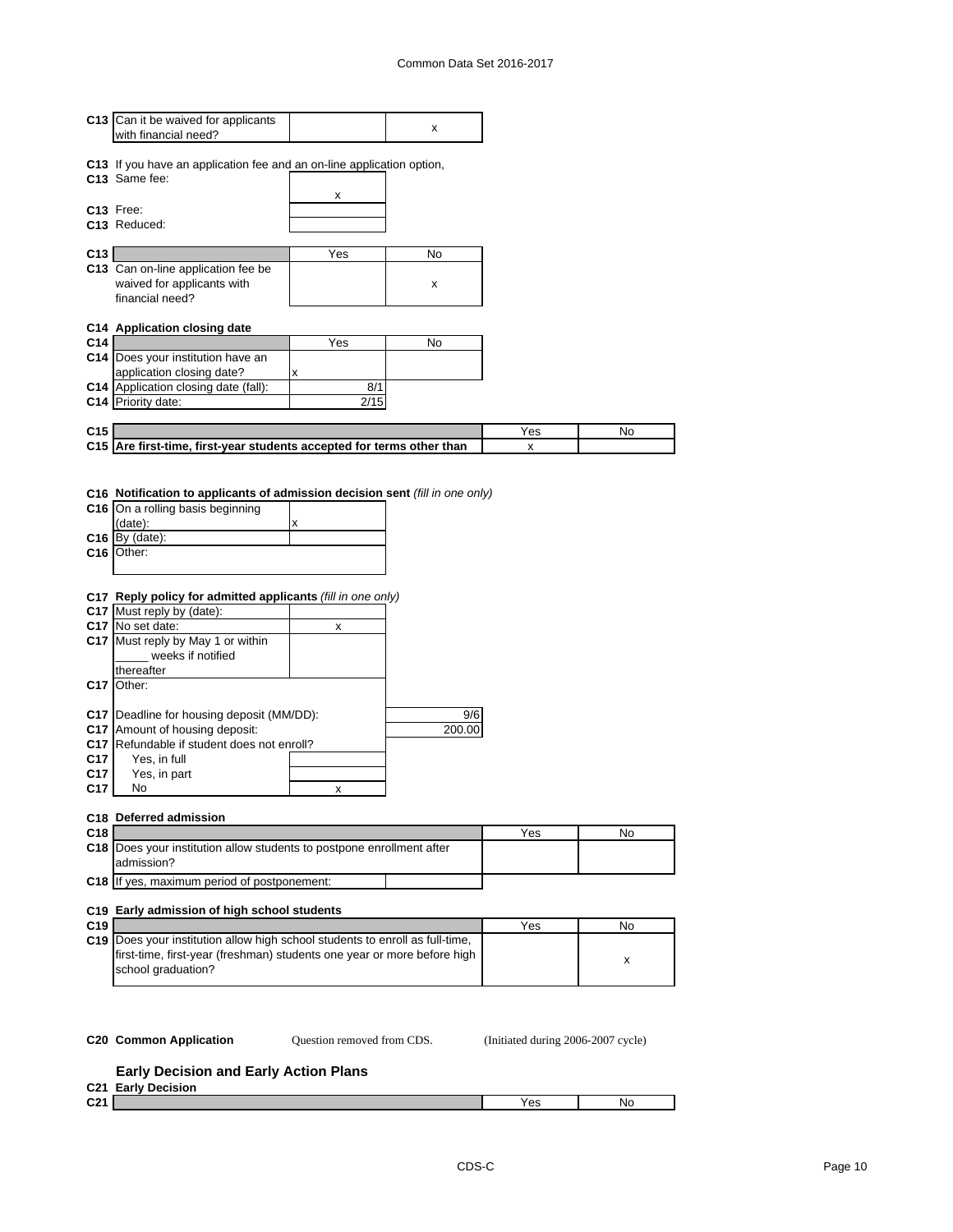| | | | |
|---|---|---|---|
| **C13** | Can it be waived for applicants with financial need? | | x |

**C13** If you have an application fee and an on-line application option,

| | | |
|---|---|---|
| **C13** | Same fee: | x |
| **C13** | Free: | |
| **C13** | Reduced: | |

| | | Yes | No |
|---|---|---|---|
| **C13** | Can on-line application fee be waived for applicants with financial need? | | x |

**C14 Application closing date**

| | | Yes | No |
|---|---|---|---|
| **C14** | Does your institution have an application closing date? | x | |
| **C14** | Application closing date (fall): | 8/1 | |
| **C14** | Priority date: | 2/15 | |

| | | Yes | No |
|---|---|---|---|
| **C15** | **Are first-time, first-year students accepted for terms other than** | x | |

**C16 Notification to applicants of admission decision sent** *(fill in one only)*

| | | |
|---|---|---|
| **C16** | On a rolling basis beginning (date): | x |
| **C16** | By (date): | |
| **C16** | Other: | |

**C17 Reply policy for admitted applicants** *(fill in one only)*

| | | |
|---|---|---|
| **C17** | Must reply by (date): | |
| **C17** | No set date: | x |
| **C17** | Must reply by May 1 or within _____ weeks if notified thereafter | |
| **C17** | Other: | |

| | | |
|---|---|---|
| **C17** | Deadline for housing deposit (MM/DD): | 9/6 |
| **C17** | Amount of housing deposit: | 200.00 |
| **C17** | Refundable if student does not enroll? | |
| **C17** | Yes, in full | |
| **C17** | Yes, in part | |
| **C17** | No | x |

**C18 Deferred admission**

| | | Yes | No |
|---|---|---|---|
| **C18** | Does your institution allow students to postpone enrollment after admission? | | |
| **C18** | If yes, maximum period of postponement: | | |

**C19 Early admission of high school students**

| | | Yes | No |
|---|---|---|---|
| **C19** | Does your institution allow high school students to enroll as full-time, first-time, first-year (freshman) students one year or more before high school graduation? | | x |

**C20 Common Application** Question removed from CDS. (Initiated during 2006-2007 cycle)

### Early Decision and Early Action Plans

**C21 Early Decision**

| | | Yes | No |
|---|---|---|---|
| **C21** | | | |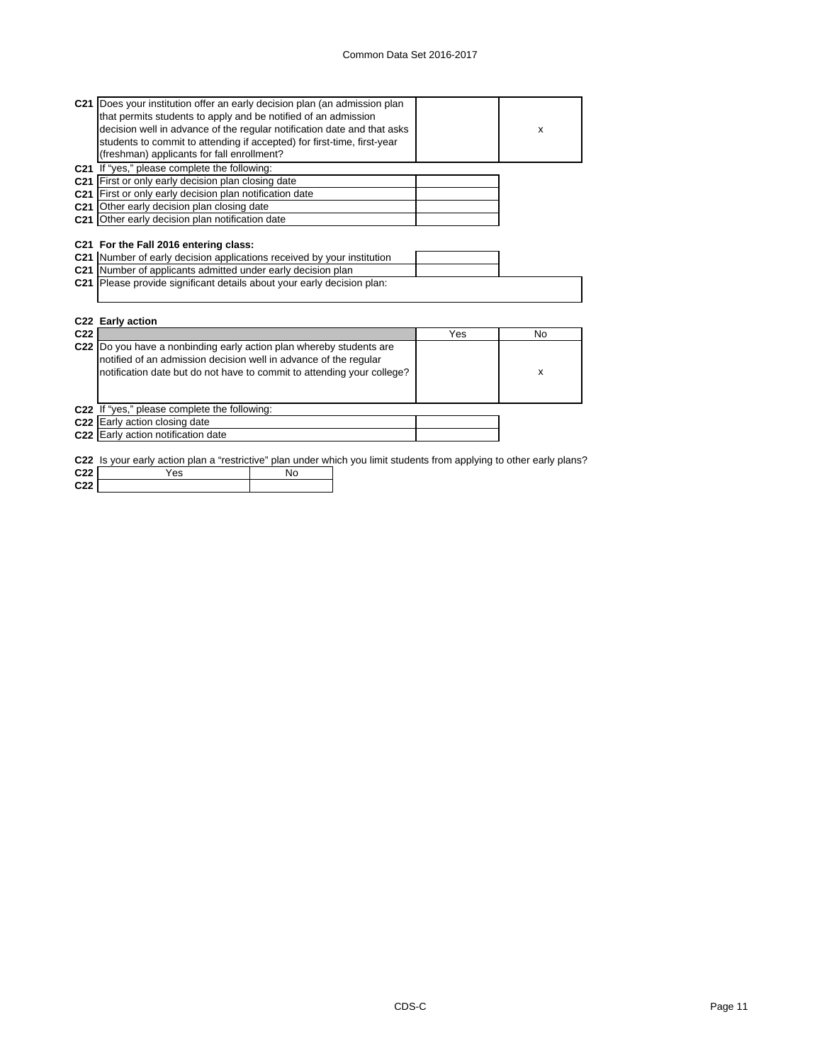| | | | |
|---|---|---|---|
| C21 | Does your institution offer an early decision plan (an admission plan that permits students to apply and be notified of an admission decision well in advance of the regular notification date and that asks students to commit to attending if accepted) for first-time, first-year (freshman) applicants for fall enrollment? | | x |

C21 If "yes," please complete the following:

| | | |
|---|---|---|
| C21 | First or only early decision plan closing date | |
| C21 | First or only early decision plan notification date | |
| C21 | Other early decision plan closing date | |
| C21 | Other early decision plan notification date | |

**C21 For the Fall 2016 entering class:**

| | | |
|---|---|---|
| C21 | Number of early decision applications received by your institution | |
| C21 | Number of applicants admitted under early decision plan | |
| C21 | Please provide significant details about your early decision plan: | |

**C22 Early action**

| | | Yes | No |
|---|---|---|---|
| C22 | Do you have a nonbinding early action plan whereby students are notified of an admission decision well in advance of the regular notification date but do not have to commit to attending your college? | | x |

C22 If "yes," please complete the following:

| | | |
|---|---|---|
| C22 | Early action closing date | |
| C22 | Early action notification date | |

C22 Is your early action plan a "restrictive" plan under which you limit students from applying to other early plans?

| | Yes | No |
|---|---|---|
| C22 | | |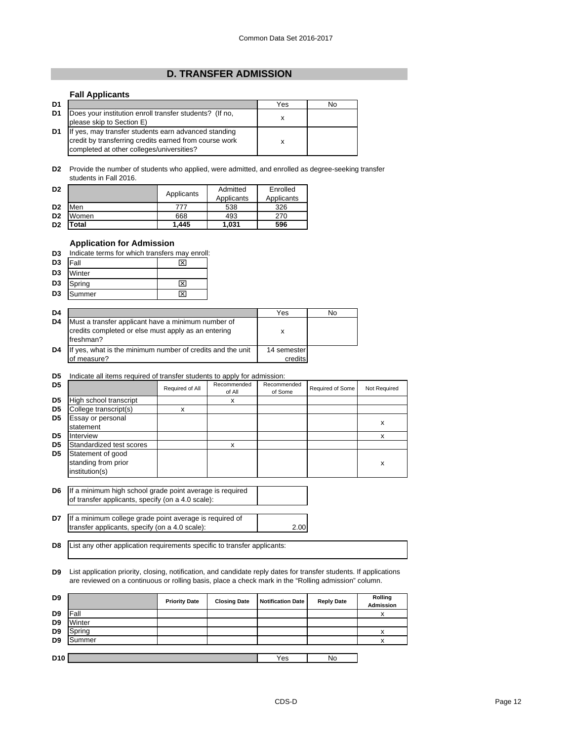## D. TRANSFER ADMISSION

### Fall Applicants

| | | Yes | No |
|---|---|---|---|
| D1 | Does your institution enroll transfer students? (If no, please skip to Section E) | x | |
| D1 | If yes, may transfer students earn advanced standing credit by transferring credits earned from course work completed at other colleges/universities? | x | |

**D2** Provide the number of students who applied, were admitted, and enrolled as degree-seeking transfer students in Fall 2016.

| D2 | | Applicants | Admitted Applicants | Enrolled Applicants |
|---|---|---|---|---|
| D2 | Men | 777 | 538 | 326 |
| D2 | Women | 668 | 493 | 270 |
| D2 | **Total** | **1,445** | **1,031** | **596** |

### Application for Admission

**D3** Indicate terms for which transfers may enroll:

| D3 | Term | |
|---|---|---|
| D3 | Fall | ☒ |
| D3 | Winter | |
| D3 | Spring | ☒ |
| D3 | Summer | ☒ |

| D4 | | Yes | No |
|---|---|---|---|
| D4 | Must a transfer applicant have a minimum number of credits completed or else must apply as an entering freshman? | x | |
| D4 | If yes, what is the minimum number of credits and the unit of measure? | 14 semester credits | |

**D5** Indicate all items required of transfer students to apply for admission:

| D5 | | Required of All | Recommended of All | Recommended of Some | Required of Some | Not Required |
|---|---|---|---|---|---|---|
| D5 | High school transcript | | x | | | |
| D5 | College transcript(s) | x | | | | |
| D5 | Essay or personal statement | | | | | x |
| D5 | Interview | | | | | x |
| D5 | Standardized test scores | | x | | | |
| D5 | Statement of good standing from prior institution(s) | | | | | x |

| D6 | If a minimum high school grade point average is required of transfer applicants, specify (on a 4.0 scale): | |
|---|---|---|

| D7 | If a minimum college grade point average is required of transfer applicants, specify (on a 4.0 scale): | 2.00 |
|---|---|---|

| D8 | List any other application requirements specific to transfer applicants: |
|---|---|

**D9** List application priority, closing, notification, and candidate reply dates for transfer students. If applications are reviewed on a continuous or rolling basis, place a check mark in the "Rolling admission" column.

| D9 | | Priority Date | Closing Date | Notification Date | Reply Date | Rolling Admission |
|---|---|---|---|---|---|---|
| D9 | Fall | | | | | x |
| D9 | Winter | | | | | |
| D9 | Spring | | | | | x |
| D9 | Summer | | | | | x |

| D10 | | Yes | No |
|---|---|---|---|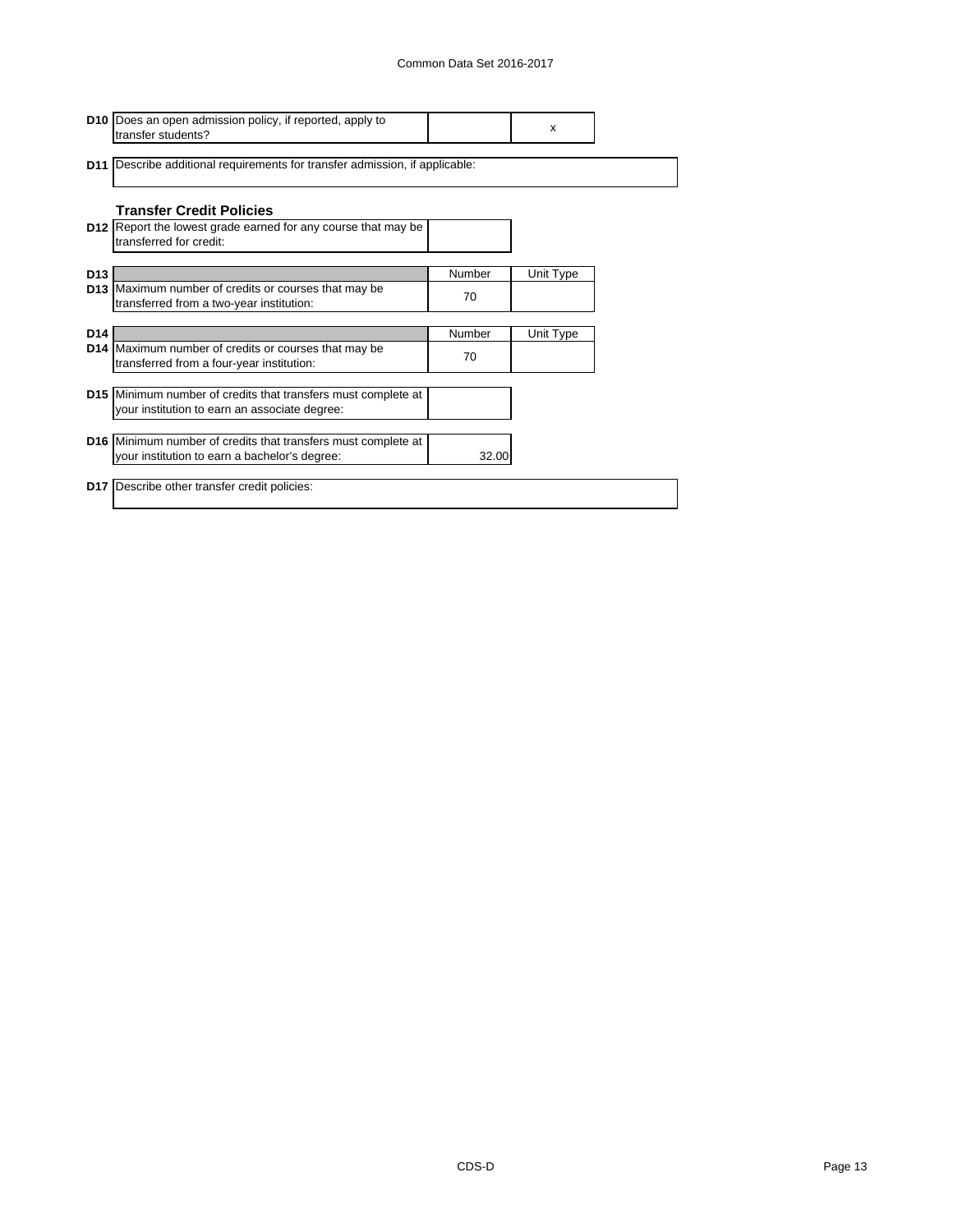| | | | |
|---|---|---|---|
| **D10** | Does an open admission policy, if reported, apply to transfer students? | | x |

| | |
|---|---|
| **D11** | Describe additional requirements for transfer admission, if applicable: |

### Transfer Credit Policies

| | | |
|---|---|---|
| **D12** | Report the lowest grade earned for any course that may be transferred for credit: | |

| | | Number | Unit Type |
|---|---|---|---|
| **D13** | Maximum number of credits or courses that may be transferred from a two-year institution: | 70 | |

| | | Number | Unit Type |
|---|---|---|---|
| **D14** | Maximum number of credits or courses that may be transferred from a four-year institution: | 70 | |

| | | |
|---|---|---|
| **D15** | Minimum number of credits that transfers must complete at your institution to earn an associate degree: | |

| | | |
|---|---|---|
| **D16** | Minimum number of credits that transfers must complete at your institution to earn a bachelor's degree: | 32.00 |

| | |
|---|---|
| **D17** | Describe other transfer credit policies: |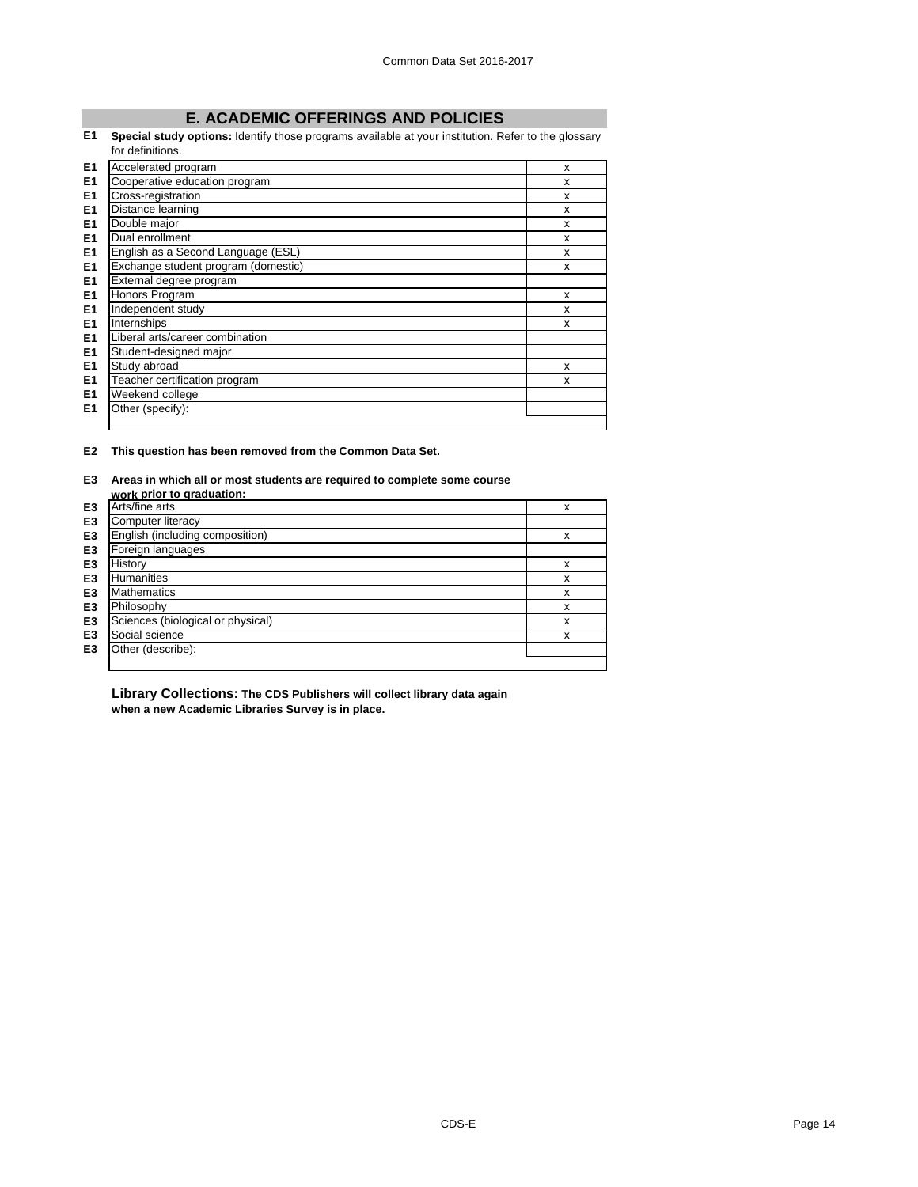## E. ACADEMIC OFFERINGS AND POLICIES

**E1** **Special study options:** Identify those programs available at your institution. Refer to the glossary for definitions.

| | | |
|---|---|---|
| E1 | Accelerated program | x |
| E1 | Cooperative education program | x |
| E1 | Cross-registration | x |
| E1 | Distance learning | x |
| E1 | Double major | x |
| E1 | Dual enrollment | x |
| E1 | English as a Second Language (ESL) | x |
| E1 | Exchange student program (domestic) | x |
| E1 | External degree program | |
| E1 | Honors Program | x |
| E1 | Independent study | x |
| E1 | Internships | x |
| E1 | Liberal arts/career combination | |
| E1 | Student-designed major | |
| E1 | Study abroad | x |
| E1 | Teacher certification program | x |
| E1 | Weekend college | |
| E1 | Other (specify): | |

**E2** **This question has been removed from the Common Data Set.**

**E3** **Areas in which all or most students are required to complete some course work prior to graduation:**

| | | |
|---|---|---|
| E3 | Arts/fine arts | x |
| E3 | Computer literacy | |
| E3 | English (including composition) | x |
| E3 | Foreign languages | |
| E3 | History | x |
| E3 | Humanities | x |
| E3 | Mathematics | x |
| E3 | Philosophy | x |
| E3 | Sciences (biological or physical) | x |
| E3 | Social science | x |
| E3 | Other (describe): | |

**Library Collections: The CDS Publishers will collect library data again when a new Academic Libraries Survey is in place.**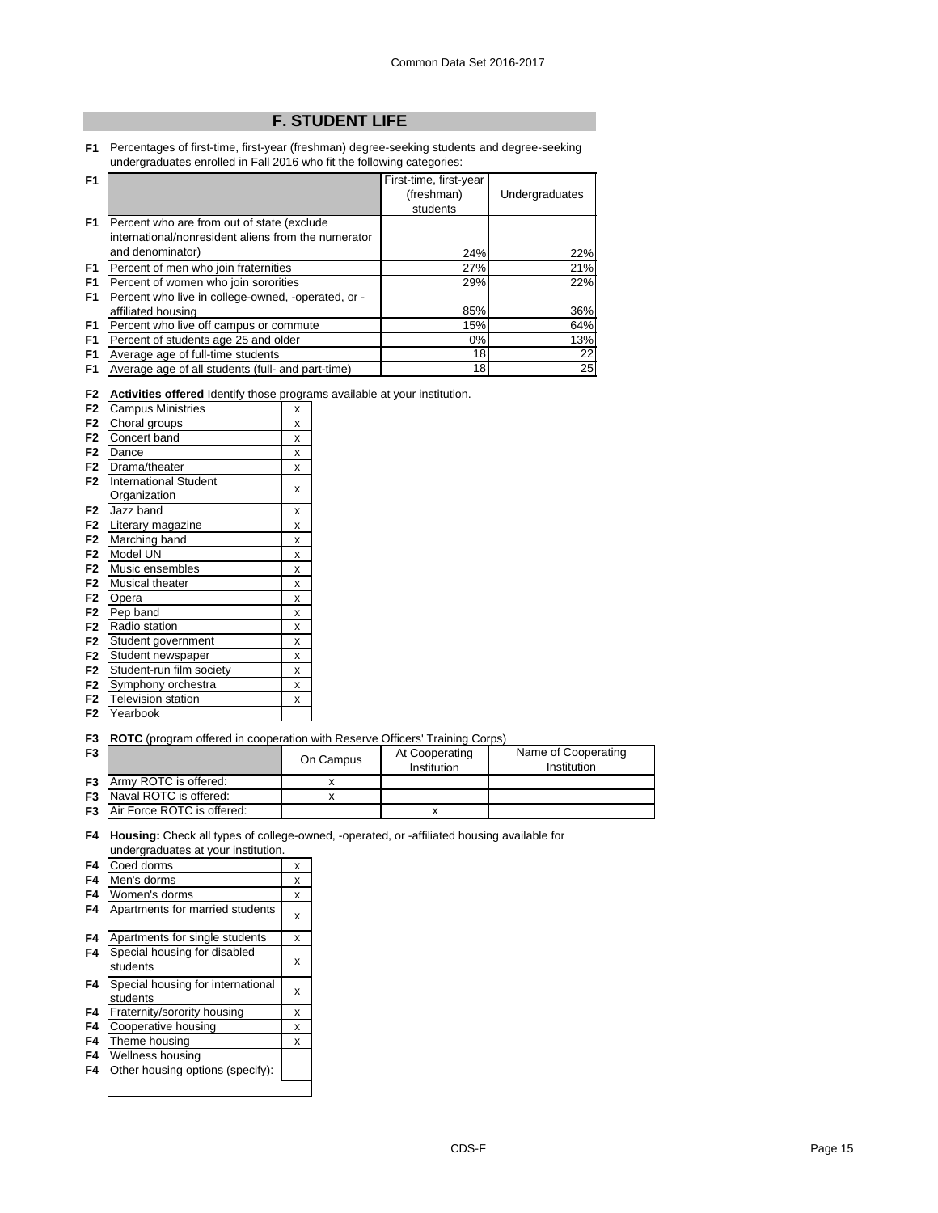## F. STUDENT LIFE

**F1** Percentages of first-time, first-year (freshman) degree-seeking students and degree-seeking undergraduates enrolled in Fall 2016 who fit the following categories:

| F1 | | First-time, first-year (freshman) students | Undergraduates |
|---|---|---|---|
| F1 | Percent who are from out of state (exclude international/nonresident aliens from the numerator and denominator) | 24% | 22% |
| F1 | Percent of men who join fraternities | 27% | 21% |
| F1 | Percent of women who join sororities | 29% | 22% |
| F1 | Percent who live in college-owned, -operated, or -affiliated housing | 85% | 36% |
| F1 | Percent who live off campus or commute | 15% | 64% |
| F1 | Percent of students age 25 and older | 0% | 13% |
| F1 | Average age of full-time students | 18 | 22 |
| F1 | Average age of all students (full- and part-time) | 18 | 25 |

**F2** **Activities offered** Identify those programs available at your institution.

| F2 | Activity | |
|---|---|---|
| F2 | Campus Ministries | x |
| F2 | Choral groups | x |
| F2 | Concert band | x |
| F2 | Dance | x |
| F2 | Drama/theater | x |
| F2 | International Student Organization | x |
| F2 | Jazz band | x |
| F2 | Literary magazine | x |
| F2 | Marching band | x |
| F2 | Model UN | x |
| F2 | Music ensembles | x |
| F2 | Musical theater | x |
| F2 | Opera | x |
| F2 | Pep band | x |
| F2 | Radio station | x |
| F2 | Student government | x |
| F2 | Student newspaper | x |
| F2 | Student-run film society | x |
| F2 | Symphony orchestra | x |
| F2 | Television station | x |
| F2 | Yearbook | |

**F3** **ROTC** (program offered in cooperation with Reserve Officers' Training Corps)

| F3 | | On Campus | At Cooperating Institution | Name of Cooperating Institution |
|---|---|---|---|---|
| F3 | Army ROTC is offered: | x | | |
| F3 | Naval ROTC is offered: | x | | |
| F3 | Air Force ROTC is offered: | | x | |

**F4** **Housing:** Check all types of college-owned, -operated, or -affiliated housing available for undergraduates at your institution.

| F4 | Housing type | |
|---|---|---|
| F4 | Coed dorms | x |
| F4 | Men's dorms | x |
| F4 | Women's dorms | x |
| F4 | Apartments for married students | x |
| F4 | Apartments for single students | x |
| F4 | Special housing for disabled students | x |
| F4 | Special housing for international students | x |
| F4 | Fraternity/sorority housing | x |
| F4 | Cooperative housing | x |
| F4 | Theme housing | x |
| F4 | Wellness housing | |
| F4 | Other housing options (specify): | |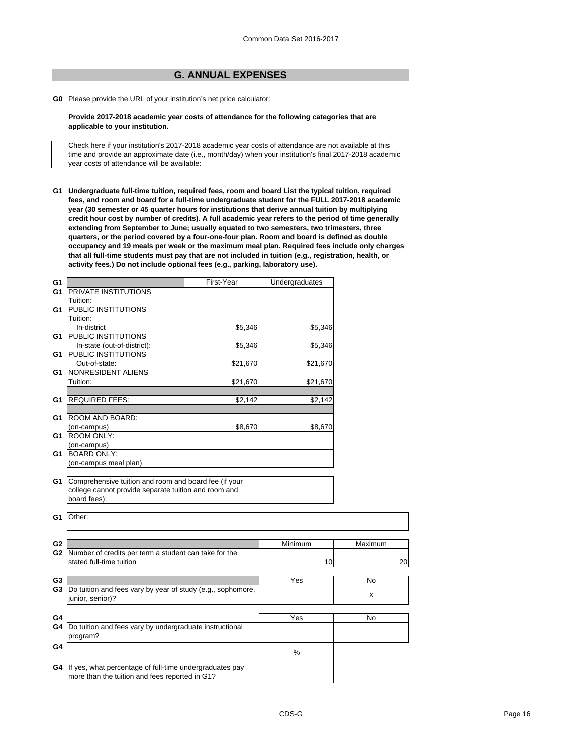## G. ANNUAL EXPENSES

**G0** Please provide the URL of your institution's net price calculator:

**Provide 2017-2018 academic year costs of attendance for the following categories that are applicable to your institution.**

Check here if your institution's 2017-2018 academic year costs of attendance are not available at this time and provide an approximate date (i.e., month/day) when your institution's final 2017-2018 academic year costs of attendance will be available:

**G1 Undergraduate full-time tuition, required fees, room and board List the typical tuition, required fees, and room and board for a full-time undergraduate student for the FULL 2017-2018 academic year (30 semester or 45 quarter hours for institutions that derive annual tuition by multiplying credit hour cost by number of credits). A full academic year refers to the period of time generally extending from September to June; usually equated to two semesters, two trimesters, three quarters, or the period covered by a four-one-four plan. Room and board is defined as double occupancy and 19 meals per week or the maximum meal plan. Required fees include only charges that all full-time students must pay that are not included in tuition (e.g., registration, health, or activity fees.) Do not include optional fees (e.g., parking, laboratory use).**

| | | First-Year | Undergraduates |
|---|---|---|---|
| G1 | PRIVATE INSTITUTIONS Tuition: | | |
| G1 | PUBLIC INSTITUTIONS Tuition: In-district | $5,346 | $5,346 |
| G1 | PUBLIC INSTITUTIONS In-state (out-of-district): | $5,346 | $5,346 |
| G1 | PUBLIC INSTITUTIONS Out-of-state: | $21,670 | $21,670 |
| G1 | NONRESIDENT ALIENS Tuition: | $21,670 | $21,670 |
| G1 | REQUIRED FEES: | $2,142 | $2,142 |
| G1 | ROOM AND BOARD: (on-campus) | $8,670 | $8,670 |
| G1 | ROOM ONLY: (on-campus) | | |
| G1 | BOARD ONLY: (on-campus meal plan) | | |

| | | |
|---|---|---|
| G1 | Comprehensive tuition and room and board fee (if your college cannot provide separate tuition and room and board fees): | |

**G1** Other:

| | | Minimum | Maximum |
|---|---|---|---|
| G2 | Number of credits per term a student can take for the stated full-time tuition | 10 | 20 |

| | | Yes | No |
|---|---|---|---|
| G3 | Do tuition and fees vary by year of study (e.g., sophomore, junior, senior)? | | x |

| | | Yes | No |
|---|---|---|---|
| G4 | Do tuition and fees vary by undergraduate instructional program? | | |

| | | % |
|---|---|---|
| G4 | If yes, what percentage of full-time undergraduates pay more than the tuition and fees reported in G1? | |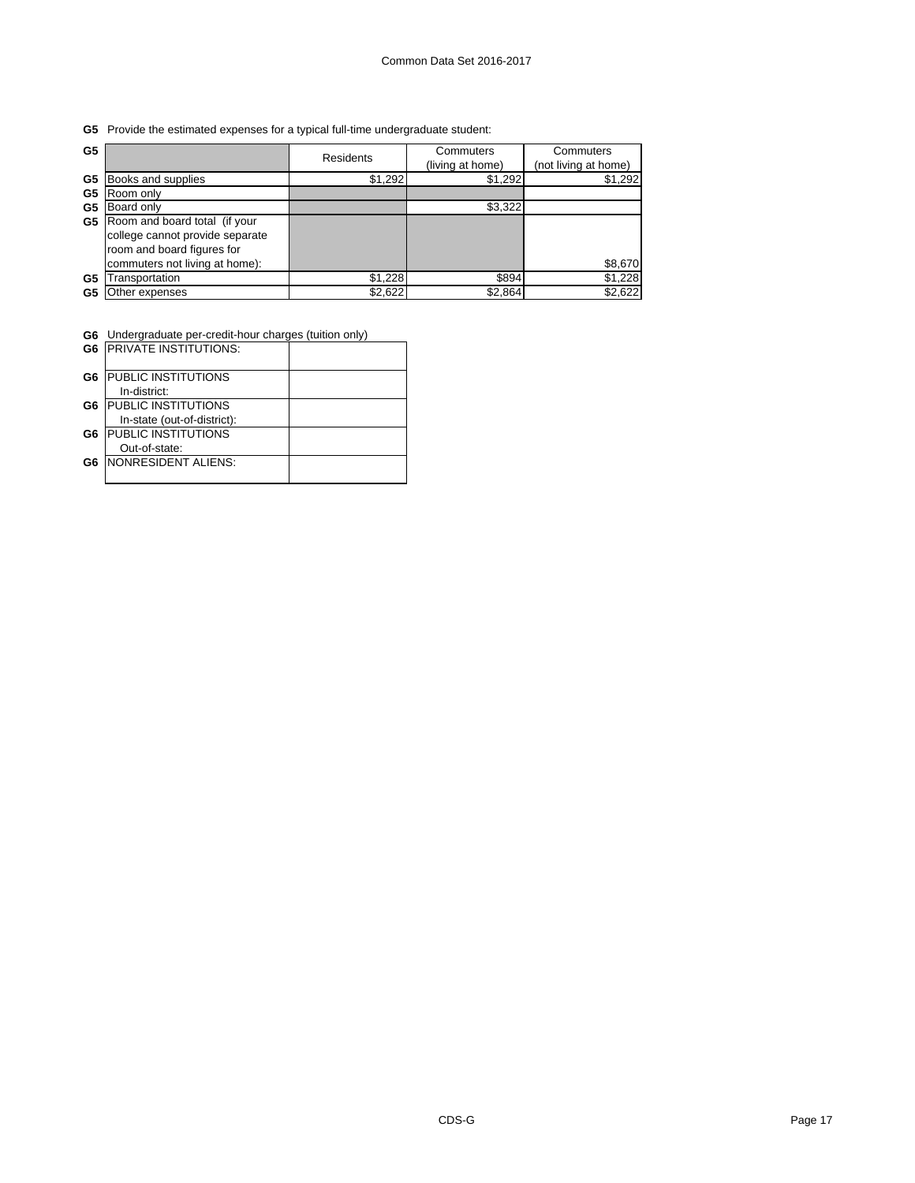**G5** Provide the estimated expenses for a typical full-time undergraduate student:

| G5 | | Residents | Commuters (living at home) | Commuters (not living at home) |
|---|---|---|---|---|
| G5 | Books and supplies | $1,292 | $1,292 | $1,292 |
| G5 | Room only | | | |
| G5 | Board only | | $3,322 | |
| G5 | Room and board total (if your college cannot provide separate room and board figures for commuters not living at home): | | | $8,670 |
| G5 | Transportation | $1,228 | $894 | $1,228 |
| G5 | Other expenses | $2,622 | $2,864 | $2,622 |

**G6** Undergraduate per-credit-hour charges (tuition only)

| G6 | | |
|---|---|---|
| G6 | PRIVATE INSTITUTIONS: | |
| G6 | PUBLIC INSTITUTIONS In-district: | |
| G6 | PUBLIC INSTITUTIONS In-state (out-of-district): | |
| G6 | PUBLIC INSTITUTIONS Out-of-state: | |
| G6 | NONRESIDENT ALIENS: | |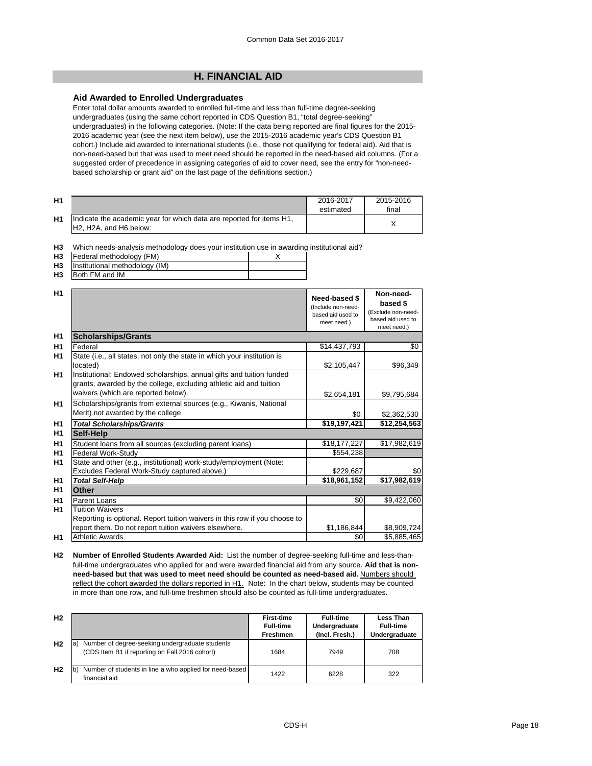## H. FINANCIAL AID

### Aid Awarded to Enrolled Undergraduates

Enter total dollar amounts awarded to enrolled full-time and less than full-time degree-seeking undergraduates (using the same cohort reported in CDS Question B1, "total degree-seeking" undergraduates) in the following categories. (Note: If the data being reported are final figures for the 2015-2016 academic year (see the next item below), use the 2015-2016 academic year's CDS Question B1 cohort.) Include aid awarded to international students (i.e., those not qualifying for federal aid). Aid that is non-need-based but that was used to meet need should be reported in the need-based aid columns. (For a suggested order of precedence in assigning categories of aid to cover need, see the entry for "non-need-based scholarship or grant aid" on the last page of the definitions section.)

| | | 2016-2017 estimated | 2015-2016 final |
|---|---|---|---|
| H1 | Indicate the academic year for which data are reported for items H1, H2, H2A, and H6 below: | | X |

H3 Which needs-analysis methodology does your institution use in awarding institutional aid?

| | | |
|---|---|---|
| H3 | Federal methodology (FM) | X |
| H3 | Institutional methodology (IM) | |
| H3 | Both FM and IM | |

| | | Need-based $ (Include non-need-based aid used to meet need.) | Non-need-based $ (Exclude non-need-based aid used to meet need.) |
|---|---|---|---|
| H1 | **Scholarships/Grants** | | |
| H1 | Federal | $14,437,793 | $0 |
| H1 | State (i.e., all states, not only the state in which your institution is located) | $2,105,447 | $96,349 |
| H1 | Institutional: Endowed scholarships, annual gifts and tuition funded grants, awarded by the college, excluding athletic aid and tuition waivers (which are reported below). | $2,654,181 | $9,795,684 |
| H1 | Scholarships/grants from external sources (e.g., Kiwanis, National Merit) not awarded by the college | $0 | $2,362,530 |
| H1 | ***Total Scholarships/Grants*** | **$19,197,421** | **$12,254,563** |
| H1 | **Self-Help** | | |
| H1 | Student loans from all sources (excluding parent loans) | $18,177,227 | $17,982,619 |
| H1 | Federal Work-Study | $554,238 | |
| H1 | State and other (e.g., institutional) work-study/employment (Note: Excludes Federal Work-Study captured above.) | $229,687 | $0 |
| H1 | ***Total Self-Help*** | **$18,961,152** | **$17,982,619** |
| H1 | **Other** | | |
| H1 | Parent Loans | $0 | $9,422,060 |
| H1 | Tuition Waivers<br>Reporting is optional. Report tuition waivers in this row if you choose to report them. Do not report tuition waivers elsewhere. | $1,186,844 | $8,909,724 |
| H1 | Athletic Awards | $0 | $5,885,465 |

**H2** **Number of Enrolled Students Awarded Aid:** List the number of degree-seeking full-time and less-than-full-time undergraduates who applied for and were awarded financial aid from any source. **Aid that is non-need-based but that was used to meet need should be counted as need-based aid.** Numbers should reflect the cohort awarded the dollars reported in H1. Note: In the chart below, students may be counted in more than one row, and full-time freshmen should also be counted as full-time undergraduates.

| | | First-time Full-time Freshmen | Full-time Undergraduate (Incl. Fresh.) | Less Than Full-time Undergraduate |
|---|---|---|---|---|
| H2 | a) Number of degree-seeking undergraduate students (CDS Item B1 if reporting on Fall 2016 cohort) | 1684 | 7949 | 708 |
| H2 | b) Number of students in line **a** who applied for need-based financial aid | 1422 | 6228 | 322 |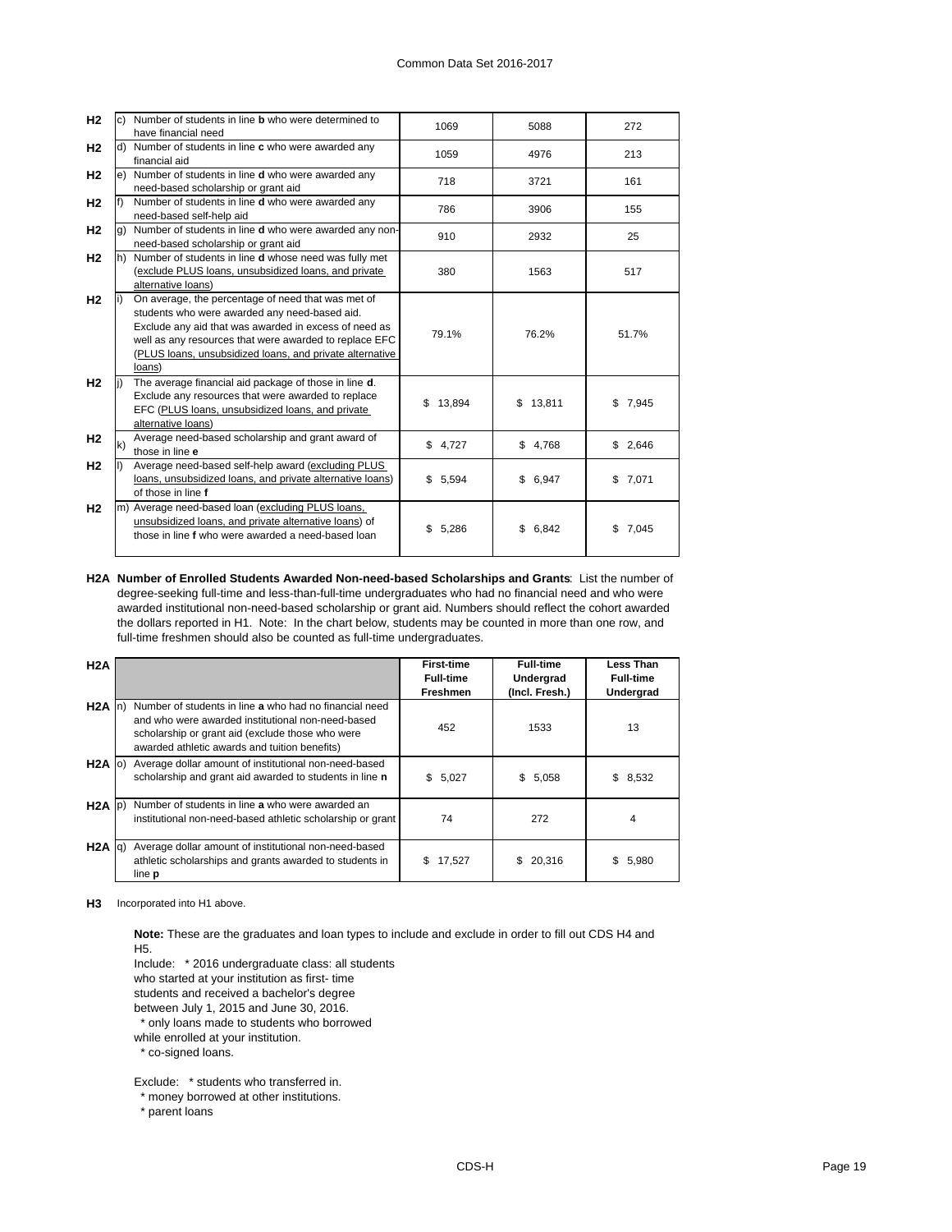| | | | | | |
|---|---|---|---|---|---|
| H2 | c) | Number of students in line **b** who were determined to have financial need | 1069 | 5088 | 272 |
| H2 | d) | Number of students in line **c** who were awarded any financial aid | 1059 | 4976 | 213 |
| H2 | e) | Number of students in line **d** who were awarded any need-based scholarship or grant aid | 718 | 3721 | 161 |
| H2 | f) | Number of students in line **d** who were awarded any need-based self-help aid | 786 | 3906 | 155 |
| H2 | g) | Number of students in line **d** who were awarded any non-need-based scholarship or grant aid | 910 | 2932 | 25 |
| H2 | h) | Number of students in line **d** whose need was fully met (exclude PLUS loans, unsubsidized loans, and private alternative loans) | 380 | 1563 | 517 |
| H2 | i) | On average, the percentage of need that was met of students who were awarded any need-based aid. Exclude any aid that was awarded in excess of need as well as any resources that were awarded to replace EFC (PLUS loans, unsubsidized loans, and private alternative loans) | 79.1% | 76.2% | 51.7% |
| H2 | j) | The average financial aid package of those in line **d**. Exclude any resources that were awarded to replace EFC (PLUS loans, unsubsidized loans, and private alternative loans) | $ 13,894 | $ 13,811 | $ 7,945 |
| H2 | k) | Average need-based scholarship and grant award of those in line **e** | $ 4,727 | $ 4,768 | $ 2,646 |
| H2 | l) | Average need-based self-help award (excluding PLUS loans, unsubsidized loans, and private alternative loans) of those in line **f** | $ 5,594 | $ 6,947 | $ 7,071 |
| H2 | m) | Average need-based loan (excluding PLUS loans, unsubsidized loans, and private alternative loans) of those in line **f** who were awarded a need-based loan | $ 5,286 | $ 6,842 | $ 7,045 |

**H2A Number of Enrolled Students Awarded Non-need-based Scholarships and Grants**: List the number of degree-seeking full-time and less-than-full-time undergraduates who had no financial need and who were awarded institutional non-need-based scholarship or grant aid. Numbers should reflect the cohort awarded the dollars reported in H1. Note: In the chart below, students may be counted in more than one row, and full-time freshmen should also be counted as full-time undergraduates.

| H2A | | | **First-time Full-time Freshmen** | **Full-time Undergrad (Incl. Fresh.)** | **Less Than Full-time Undergrad** |
|---|---|---|---|---|---|
| H2A | n) | Number of students in line **a** who had no financial need and who were awarded institutional non-need-based scholarship or grant aid (exclude those who were awarded athletic awards and tuition benefits) | 452 | 1533 | 13 |
| H2A | o) | Average dollar amount of institutional non-need-based scholarship and grant aid awarded to students in line **n** | $ 5,027 | $ 5,058 | $ 8,532 |
| H2A | p) | Number of students in line **a** who were awarded an institutional non-need-based athletic scholarship or grant | 74 | 272 | 4 |
| H2A | q) | Average dollar amount of institutional non-need-based athletic scholarships and grants awarded to students in line **p** | $ 17,527 | $ 20,316 | $ 5,980 |

**H3** Incorporated into H1 above.

**Note:** These are the graduates and loan types to include and exclude in order to fill out CDS H4 and H5.

Include: * 2016 undergraduate class: all students who started at your institution as first- time students and received a bachelor's degree between July 1, 2015 and June 30, 2016.
* only loans made to students who borrowed while enrolled at your institution.
* co-signed loans.

Exclude: * students who transferred in.
* money borrowed at other institutions.
* parent loans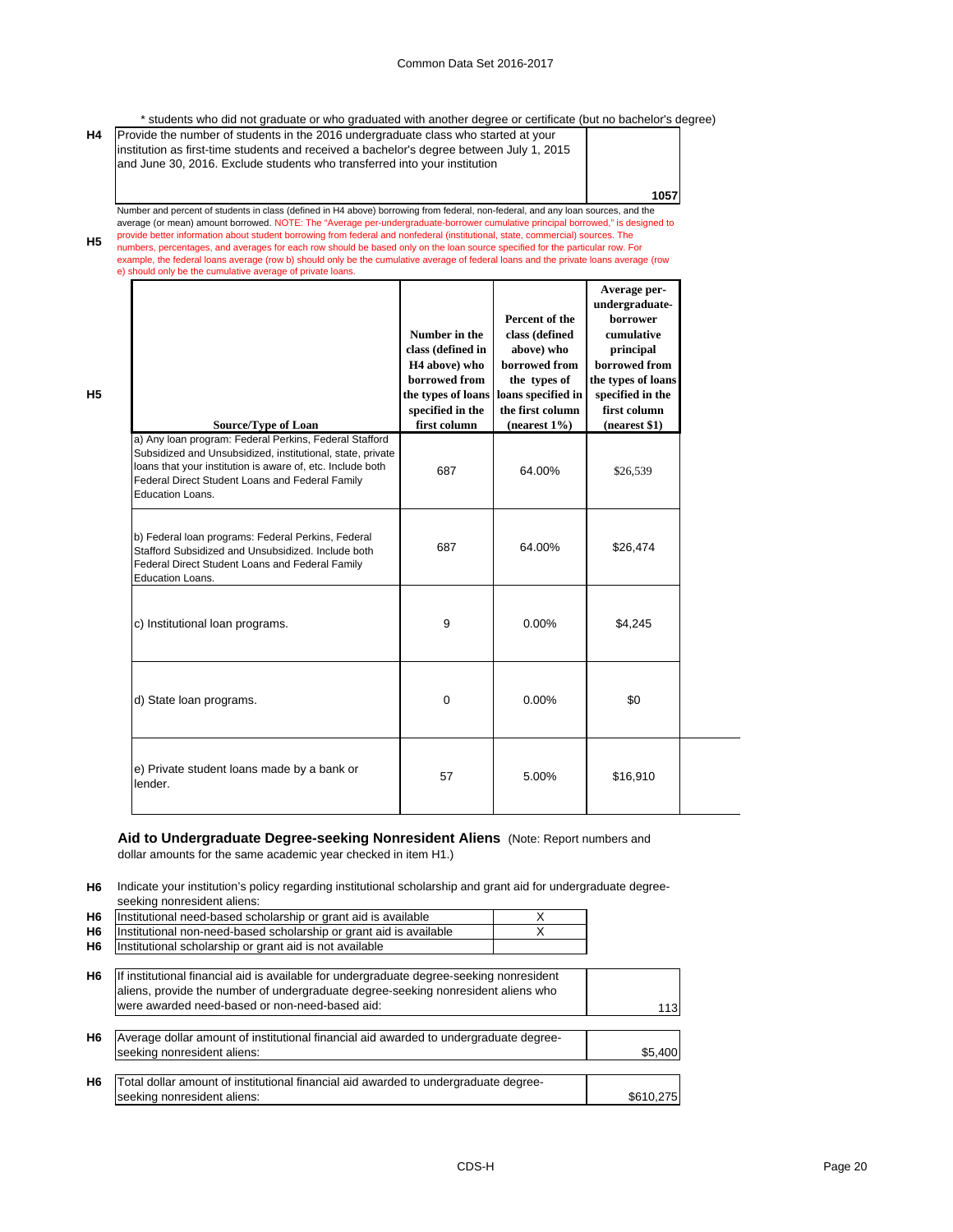\* students who did not graduate or who graduated with another degree or certificate (but no bachelor's degree)

| | | |
|---|---|---|
| H4 | Provide the number of students in the 2016 undergraduate class who started at your institution as first-time students and received a bachelor's degree between July 1, 2015 and June 30, 2016. Exclude students who transferred into your institution | 1057 |

**H5** Number and percent of students in class (defined in H4 above) borrowing from federal, non-federal, and any loan sources, and the average (or mean) amount borrowed. NOTE: The "Average per-undergraduate-borrower cumulative principal borrowed," is designed to provide better information about student borrowing from federal and nonfederal (institutional, state, commercial) sources. The numbers, percentages, and averages for each row should be based only on the loan source specified for the particular row. For example, the federal loans average (row b) should only be the cumulative average of federal loans and the private loans average (row e) should only be the cumulative average of private loans.

| Source/Type of Loan | Number in the class (defined in H4 above) who borrowed from the types of loans specified in the first column | Percent of the class (defined above) who borrowed from the types of loans specified in the first column (nearest 1%) | Average per-undergraduate-borrower cumulative principal borrowed from the types of loans specified in the first column (nearest $1) |
|---|---|---|---|
| a) Any loan program: Federal Perkins, Federal Stafford Subsidized and Unsubsidized, institutional, state, private loans that your institution is aware of, etc. Include both Federal Direct Student Loans and Federal Family Education Loans. | 687 | 64.00% | $26,539 |
| b) Federal loan programs: Federal Perkins, Federal Stafford Subsidized and Unsubsidized. Include both Federal Direct Student Loans and Federal Family Education Loans. | 687 | 64.00% | $26,474 |
| c) Institutional loan programs. | 9 | 0.00% | $4,245 |
| d) State loan programs. | 0 | 0.00% | $0 |
| e) Private student loans made by a bank or lender. | 57 | 5.00% | $16,910 |

**Aid to Undergraduate Degree-seeking Nonresident Aliens** (Note: Report numbers and dollar amounts for the same academic year checked in item H1.)

**H6** Indicate your institution's policy regarding institutional scholarship and grant aid for undergraduate degree-seeking nonresident aliens:

| | | |
|---|---|---|
| H6 | Institutional need-based scholarship or grant aid is available | X |
| H6 | Institutional non-need-based scholarship or grant aid is available | X |
| H6 | Institutional scholarship or grant aid is not available | |

| | | |
|---|---|---|
| H6 | If institutional financial aid is available for undergraduate degree-seeking nonresident aliens, provide the number of undergraduate degree-seeking nonresident aliens who were awarded need-based or non-need-based aid: | 113 |
| H6 | Average dollar amount of institutional financial aid awarded to undergraduate degree-seeking nonresident aliens: | $5,400 |
| H6 | Total dollar amount of institutional financial aid awarded to undergraduate degree-seeking nonresident aliens: | $610,275 |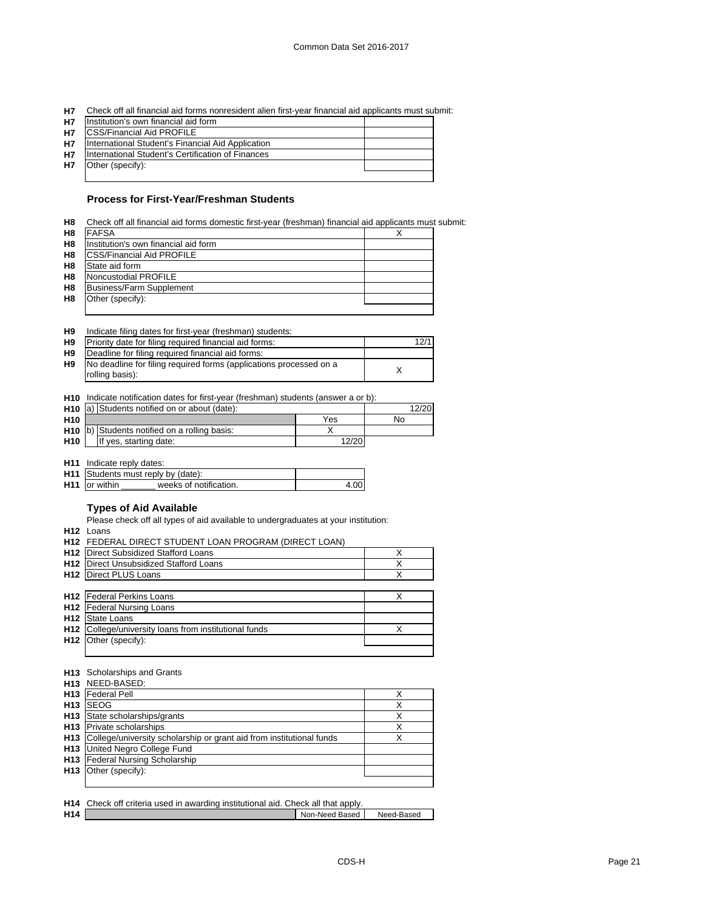**H7** Check off all financial aid forms nonresident alien first-year financial aid applicants must submit:

| | | |
|---|---|---|
| H7 | Institution's own financial aid form | |
| H7 | CSS/Financial Aid PROFILE | |
| H7 | International Student's Financial Aid Application | |
| H7 | International Student's Certification of Finances | |
| H7 | Other (specify): | |

### Process for First-Year/Freshman Students

**H8** Check off all financial aid forms domestic first-year (freshman) financial aid applicants must submit:

| | | |
|---|---|---|
| H8 | FAFSA | X |
| H8 | Institution's own financial aid form | |
| H8 | CSS/Financial Aid PROFILE | |
| H8 | State aid form | |
| H8 | Noncustodial PROFILE | |
| H8 | Business/Farm Supplement | |
| H8 | Other (specify): | |

**H9** Indicate filing dates for first-year (freshman) students:

| | | |
|---|---|---|
| H9 | Priority date for filing required financial aid forms: | 12/1 |
| H9 | Deadline for filing required financial aid forms: | |
| H9 | No deadline for filing required forms (applications processed on a rolling basis): | X |

**H10** Indicate notification dates for first-year (freshman) students (answer a or b):

| | | | |
|---|---|---|---|
| H10 | a) Students notified on or about (date): | | 12/20 |
| H10 | | Yes | No |
| H10 | b) Students notified on a rolling basis: | X | |
| H10 | If yes, starting date: | 12/20 | |

**H11** Indicate reply dates:

| | | |
|---|---|---|
| H11 | Students must reply by (date): | |
| H11 | or within _______ weeks of notification. | 4.00 |

### Types of Aid Available

Please check off all types of aid available to undergraduates at your institution:

**H12** Loans

**H12** FEDERAL DIRECT STUDENT LOAN PROGRAM (DIRECT LOAN)

| | | |
|---|---|---|
| H12 | Direct Subsidized Stafford Loans | X |
| H12 | Direct Unsubsidized Stafford Loans | X |
| H12 | Direct PLUS Loans | X |
| H12 | Federal Perkins Loans | X |
| H12 | Federal Nursing Loans | |
| H12 | State Loans | |
| H12 | College/university loans from institutional funds | X |
| H12 | Other (specify): | |

**H13** Scholarships and Grants

**H13** NEED-BASED:

| | | |
|---|---|---|
| H13 | Federal Pell | X |
| H13 | SEOG | X |
| H13 | State scholarships/grants | X |
| H13 | Private scholarships | X |
| H13 | College/university scholarship or grant aid from institutional funds | X |
| H13 | United Negro College Fund | |
| H13 | Federal Nursing Scholarship | |
| H13 | Other (specify): | |

**H14** Check off criteria used in awarding institutional aid. Check all that apply.

| | | Non-Need Based | Need-Based |
|---|---|---|---|
| H14 | | | |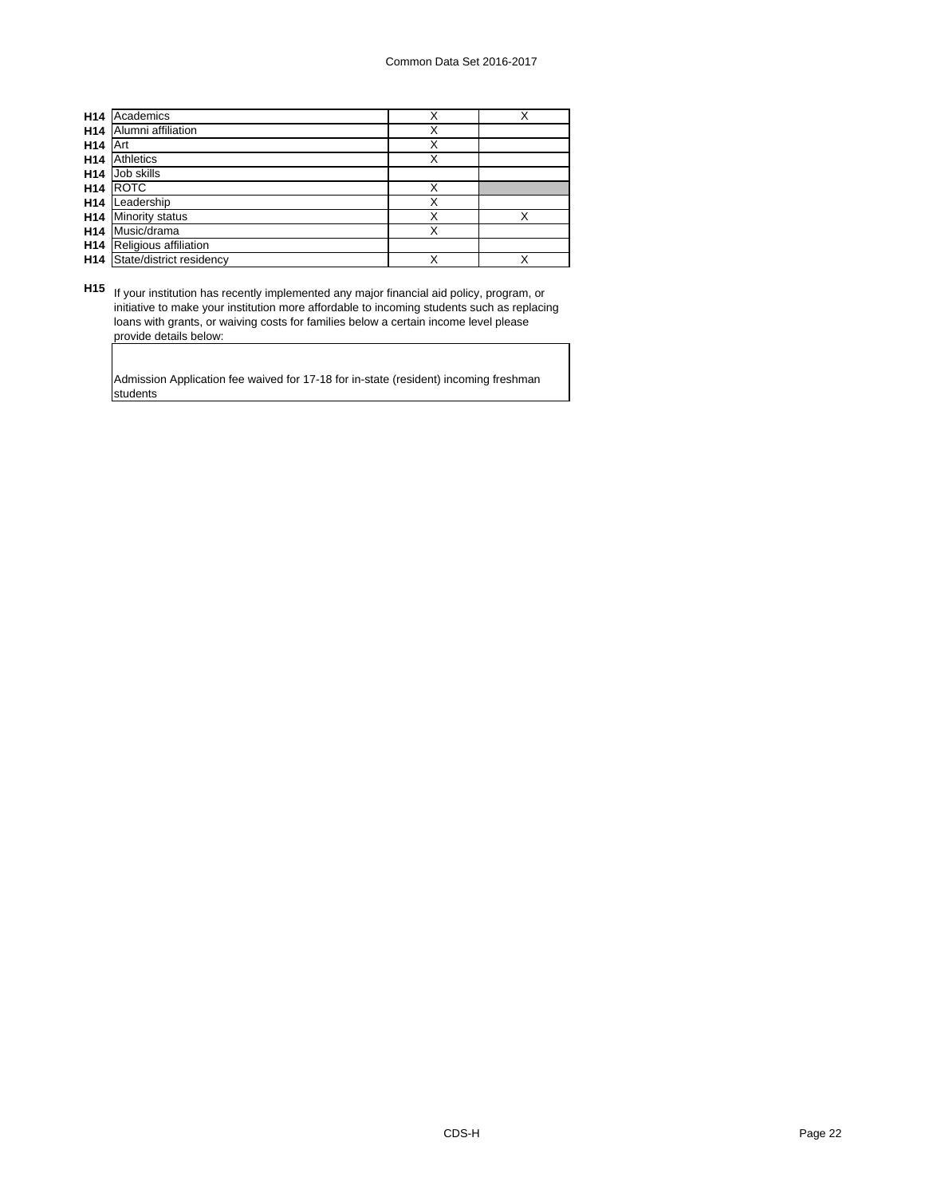| | | | |
|---|---|---|---|
| H14 | Academics | X | X |
| H14 | Alumni affiliation | X | |
| H14 | Art | X | |
| H14 | Athletics | X | |
| H14 | Job skills | | |
| H14 | ROTC | X | |
| H14 | Leadership | X | |
| H14 | Minority status | X | X |
| H14 | Music/drama | X | |
| H14 | Religious affiliation | | |
| H14 | State/district residency | X | X |

**H15** If your institution has recently implemented any major financial aid policy, program, or initiative to make your institution more affordable to incoming students such as replacing loans with grants, or waiving costs for families below a certain income level please provide details below:

Admission Application fee waived for 17-18 for in-state (resident) incoming freshman students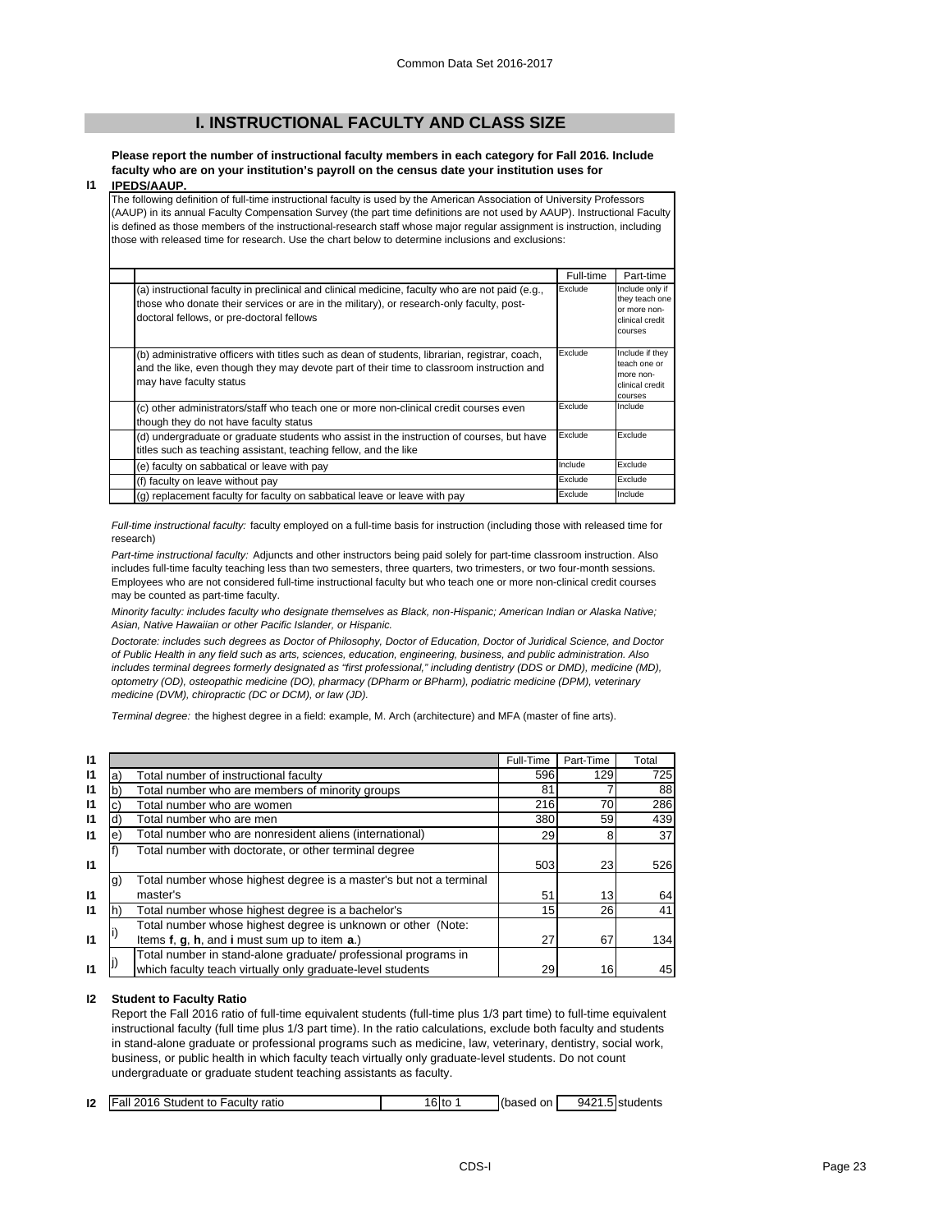## I. INSTRUCTIONAL FACULTY AND CLASS SIZE

**I1** **Please report the number of instructional faculty members in each category for Fall 2016. Include faculty who are on your institution's payroll on the census date your institution uses for IPEDS/AAUP.**

The following definition of full-time instructional faculty is used by the American Association of University Professors (AAUP) in its annual Faculty Compensation Survey (the part time definitions are not used by AAUP). Instructional Faculty is defined as those members of the instructional-research staff whose major regular assignment is instruction, including those with released time for research. Use the chart below to determine inclusions and exclusions:

| | Full-time | Part-time |
|---|---|---|
| (a) instructional faculty in preclinical and clinical medicine, faculty who are not paid (e.g., those who donate their services or are in the military), or research-only faculty, post-doctoral fellows, or pre-doctoral fellows | Exclude | Include only if they teach one or more non-clinical credit courses |
| (b) administrative officers with titles such as dean of students, librarian, registrar, coach, and the like, even though they may devote part of their time to classroom instruction and may have faculty status | Exclude | Include if they teach one or more non-clinical credit courses |
| (c) other administrators/staff who teach one or more non-clinical credit courses even though they do not have faculty status | Exclude | Include |
| (d) undergraduate or graduate students who assist in the instruction of courses, but have titles such as teaching assistant, teaching fellow, and the like | Exclude | Exclude |
| (e) faculty on sabbatical or leave with pay | Include | Exclude |
| (f) faculty on leave without pay | Exclude | Exclude |
| (g) replacement faculty for faculty on sabbatical leave or leave with pay | Exclude | Include |

*Full-time instructional faculty:* faculty employed on a full-time basis for instruction (including those with released time for research)

*Part-time instructional faculty:* Adjuncts and other instructors being paid solely for part-time classroom instruction. Also includes full-time faculty teaching less than two semesters, three quarters, two trimesters, or two four-month sessions. Employees who are not considered full-time instructional faculty but who teach one or more non-clinical credit courses may be counted as part-time faculty.

*Minority faculty: includes faculty who designate themselves as Black, non-Hispanic; American Indian or Alaska Native; Asian, Native Hawaiian or other Pacific Islander, or Hispanic.*

*Doctorate: includes such degrees as Doctor of Philosophy, Doctor of Education, Doctor of Juridical Science, and Doctor of Public Health in any field such as arts, sciences, education, engineering, business, and public administration. Also includes terminal degrees formerly designated as "first professional," including dentistry (DDS or DMD), medicine (MD), optometry (OD), osteopathic medicine (DO), pharmacy (DPharm or BPharm), podiatric medicine (DPM), veterinary medicine (DVM), chiropractic (DC or DCM), or law (JD).*

*Terminal degree:* the highest degree in a field: example, M. Arch (architecture) and MFA (master of fine arts).

| | | | Full-Time | Part-Time | Total |
|---|---|---|---|---|---|
| I1 | a) | Total number of instructional faculty | 596 | 129 | 725 |
| I1 | b) | Total number who are members of minority groups | 81 | 7 | 88 |
| I1 | c) | Total number who are women | 216 | 70 | 286 |
| I1 | d) | Total number who are men | 380 | 59 | 439 |
| I1 | e) | Total number who are nonresident aliens (international) | 29 | 8 | 37 |
| I1 | f) | Total number with doctorate, or other terminal degree | 503 | 23 | 526 |
| I1 | g) | Total number whose highest degree is a master's but not a terminal master's | 51 | 13 | 64 |
| I1 | h) | Total number whose highest degree is a bachelor's | 15 | 26 | 41 |
| I1 | i) | Total number whose highest degree is unknown or other (Note: Items **f**, **g**, **h**, and **i** must sum up to item **a**.) | 27 | 67 | 134 |
| I1 | j) | Total number in stand-alone graduate/ professional programs in which faculty teach virtually only graduate-level students | 29 | 16 | 45 |

**I2** **Student to Faculty Ratio**

Report the Fall 2016 ratio of full-time equivalent students (full-time plus 1/3 part time) to full-time equivalent instructional faculty (full time plus 1/3 part time). In the ratio calculations, exclude both faculty and students in stand-alone graduate or professional programs such as medicine, law, veterinary, dentistry, social work, business, or public health in which faculty teach virtually only graduate-level students. Do not count undergraduate or graduate student teaching assistants as faculty.

| | | | | | |
|---|---|---|---|---|---|
| I2 | Fall 2016 Student to Faculty ratio | 16 to 1 | (based on | 9421.5 | students |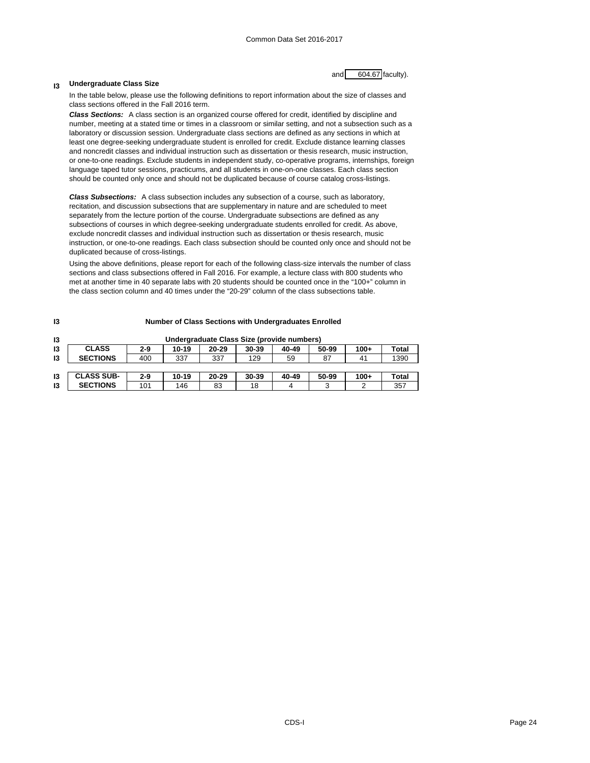and 604.67 faculty).

**I3 Undergraduate Class Size**

In the table below, please use the following definitions to report information about the size of classes and class sections offered in the Fall 2016 term.

***Class Sections:*** A class section is an organized course offered for credit, identified by discipline and number, meeting at a stated time or times in a classroom or similar setting, and not a subsection such as a laboratory or discussion session. Undergraduate class sections are defined as any sections in which at least one degree-seeking undergraduate student is enrolled for credit. Exclude distance learning classes and noncredit classes and individual instruction such as dissertation or thesis research, music instruction, or one-to-one readings. Exclude students in independent study, co-operative programs, internships, foreign language taped tutor sessions, practicums, and all students in one-on-one classes. Each class section should be counted only once and should not be duplicated because of course catalog cross-listings.

***Class Subsections:*** A class subsection includes any subsection of a course, such as laboratory, recitation, and discussion subsections that are supplementary in nature and are scheduled to meet separately from the lecture portion of the course. Undergraduate subsections are defined as any subsections of courses in which degree-seeking undergraduate students enrolled for credit. As above, exclude noncredit classes and individual instruction such as dissertation or thesis research, music instruction, or one-to-one readings. Each class subsection should be counted only once and should not be duplicated because of cross-listings.

Using the above definitions, please report for each of the following class-size intervals the number of class sections and class subsections offered in Fall 2016. For example, a lecture class with 800 students who met at another time in 40 separate labs with 20 students should be counted once in the "100+" column in the class section column and 40 times under the "20-29" column of the class subsections table.

**I3 Number of Class Sections with Undergraduates Enrolled**

Undergraduate Class Size (provide numbers)

| | 2-9 | 10-19 | 20-29 | 30-39 | 40-49 | 50-99 | 100+ | Total |
|---|---|---|---|---|---|---|---|---|
| **CLASS SECTIONS** | 400 | 337 | 337 | 129 | 59 | 87 | 41 | 1390 |

| | 2-9 | 10-19 | 20-29 | 30-39 | 40-49 | 50-99 | 100+ | Total |
|---|---|---|---|---|---|---|---|---|
| **CLASS SUB-SECTIONS** | 101 | 146 | 83 | 18 | 4 | 3 | 2 | 357 |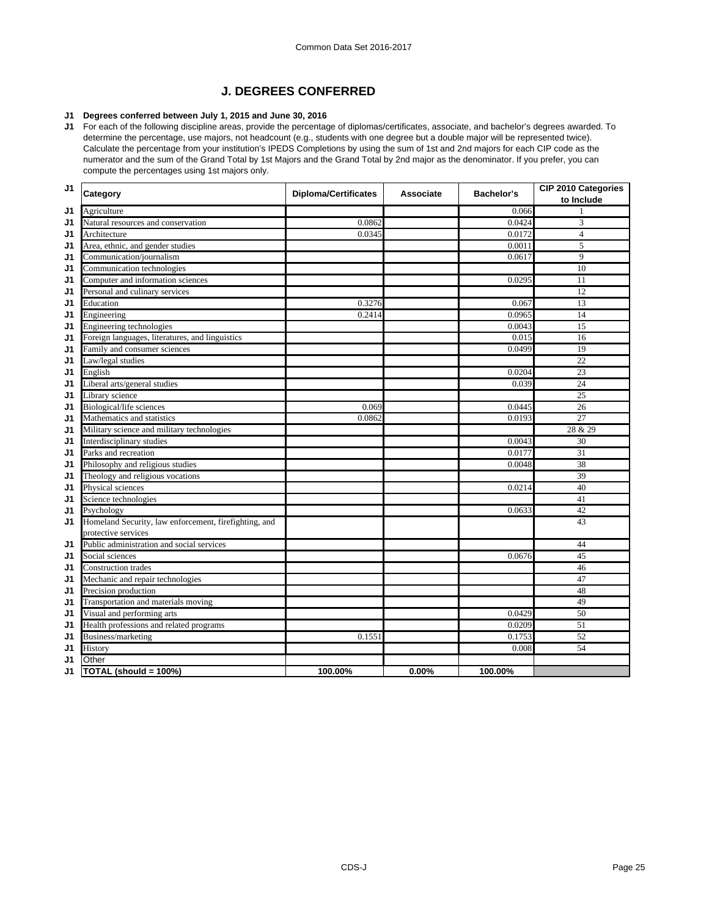## J. DEGREES CONFERRED

**J1 Degrees conferred between July 1, 2015 and June 30, 2016**

J1 For each of the following discipline areas, provide the percentage of diplomas/certificates, associate, and bachelor's degrees awarded. To determine the percentage, use majors, not headcount (e.g., students with one degree but a double major will be represented twice). Calculate the percentage from your institution's IPEDS Completions by using the sum of 1st and 2nd majors for each CIP code as the numerator and the sum of the Grand Total by 1st Majors and the Grand Total by 2nd major as the denominator. If you prefer, you can compute the percentages using 1st majors only.

| | Category | Diploma/Certificates | Associate | Bachelor's | CIP 2010 Categories to Include |
|---|---|---|---|---|---|
| J1 | Agriculture | | | 0.066 | 1 |
| J1 | Natural resources and conservation | 0.0862 | | 0.0424 | 3 |
| J1 | Architecture | 0.0345 | | 0.0172 | 4 |
| J1 | Area, ethnic, and gender studies | | | 0.0011 | 5 |
| J1 | Communication/journalism | | | 0.0617 | 9 |
| J1 | Communication technologies | | | | 10 |
| J1 | Computer and information sciences | | | 0.0295 | 11 |
| J1 | Personal and culinary services | | | | 12 |
| J1 | Education | 0.3276 | | 0.067 | 13 |
| J1 | Engineering | 0.2414 | | 0.0965 | 14 |
| J1 | Engineering technologies | | | 0.0043 | 15 |
| J1 | Foreign languages, literatures, and linguistics | | | 0.015 | 16 |
| J1 | Family and consumer sciences | | | 0.0499 | 19 |
| J1 | Law/legal studies | | | | 22 |
| J1 | English | | | 0.0204 | 23 |
| J1 | Liberal arts/general studies | | | 0.039 | 24 |
| J1 | Library science | | | | 25 |
| J1 | Biological/life sciences | 0.069 | | 0.0445 | 26 |
| J1 | Mathematics and statistics | 0.0862 | | 0.0193 | 27 |
| J1 | Military science and military technologies | | | | 28 & 29 |
| J1 | Interdisciplinary studies | | | 0.0043 | 30 |
| J1 | Parks and recreation | | | 0.0177 | 31 |
| J1 | Philosophy and religious studies | | | 0.0048 | 38 |
| J1 | Theology and religious vocations | | | | 39 |
| J1 | Physical sciences | | | 0.0214 | 40 |
| J1 | Science technologies | | | | 41 |
| J1 | Psychology | | | 0.0633 | 42 |
| J1 | Homeland Security, law enforcement, firefighting, and protective services | | | | 43 |
| J1 | Public administration and social services | | | | 44 |
| J1 | Social sciences | | | 0.0676 | 45 |
| J1 | Construction trades | | | | 46 |
| J1 | Mechanic and repair technologies | | | | 47 |
| J1 | Precision production | | | | 48 |
| J1 | Transportation and materials moving | | | | 49 |
| J1 | Visual and performing arts | | | 0.0429 | 50 |
| J1 | Health professions and related programs | | | 0.0209 | 51 |
| J1 | Business/marketing | 0.1551 | | 0.1753 | 52 |
| J1 | History | | | 0.008 | 54 |
| J1 | Other | | | | |
| J1 | **TOTAL (should = 100%)** | **100.00%** | **0.00%** | **100.00%** | |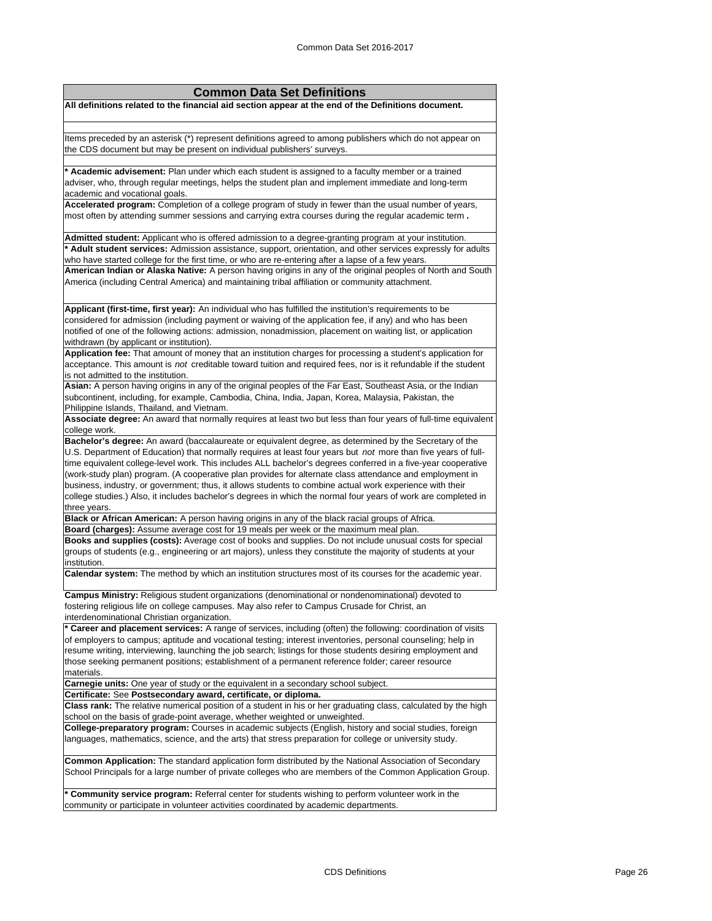## Common Data Set Definitions

**All definitions related to the financial aid section appear at the end of the Definitions document.**

Items preceded by an asterisk (*) represent definitions agreed to among publishers which do not appear on the CDS document but may be present on individual publishers' surveys.

**\* Academic advisement:** Plan under which each student is assigned to a faculty member or a trained adviser, who, through regular meetings, helps the student plan and implement immediate and long-term academic and vocational goals.

**Accelerated program:** Completion of a college program of study in fewer than the usual number of years, most often by attending summer sessions and carrying extra courses during the regular academic term **.**

**Admitted student:** Applicant who is offered admission to a degree-granting program at your institution.

**\* Adult student services:** Admission assistance, support, orientation, and other services expressly for adults who have started college for the first time, or who are re-entering after a lapse of a few years.

**American Indian or Alaska Native:** A person having origins in any of the original peoples of North and South America (including Central America) and maintaining tribal affiliation or community attachment.

**Applicant (first-time, first year):** An individual who has fulfilled the institution's requirements to be considered for admission (including payment or waiving of the application fee, if any) and who has been notified of one of the following actions: admission, nonadmission, placement on waiting list, or application withdrawn (by applicant or institution).

**Application fee:** That amount of money that an institution charges for processing a student's application for acceptance. This amount is *not* creditable toward tuition and required fees, nor is it refundable if the student is not admitted to the institution.

**Asian:** A person having origins in any of the original peoples of the Far East, Southeast Asia, or the Indian subcontinent, including, for example, Cambodia, China, India, Japan, Korea, Malaysia, Pakistan, the Philippine Islands, Thailand, and Vietnam.

**Associate degree:** An award that normally requires at least two but less than four years of full-time equivalent college work.

**Bachelor's degree:** An award (baccalaureate or equivalent degree, as determined by the Secretary of the U.S. Department of Education) that normally requires at least four years but *not* more than five years of full-time equivalent college-level work. This includes ALL bachelor's degrees conferred in a five-year cooperative (work-study plan) program. (A cooperative plan provides for alternate class attendance and employment in business, industry, or government; thus, it allows students to combine actual work experience with their college studies.) Also, it includes bachelor's degrees in which the normal four years of work are completed in three years.

**Black or African American:** A person having origins in any of the black racial groups of Africa.

**Board (charges):** Assume average cost for 19 meals per week or the maximum meal plan.

**Books and supplies (costs):** Average cost of books and supplies. Do not include unusual costs for special groups of students (e.g., engineering or art majors), unless they constitute the majority of students at your institution.

**Calendar system:** The method by which an institution structures most of its courses for the academic year.

**Campus Ministry:** Religious student organizations (denominational or nondenominational) devoted to fostering religious life on college campuses. May also refer to Campus Crusade for Christ, an interdenominational Christian organization.

**\* Career and placement services:** A range of services, including (often) the following: coordination of visits of employers to campus; aptitude and vocational testing; interest inventories, personal counseling; help in resume writing, interviewing, launching the job search; listings for those students desiring employment and those seeking permanent positions; establishment of a permanent reference folder; career resource materials.

**Carnegie units:** One year of study or the equivalent in a secondary school subject.

**Certificate:** See **Postsecondary award, certificate, or diploma.**

**Class rank:** The relative numerical position of a student in his or her graduating class, calculated by the high school on the basis of grade-point average, whether weighted or unweighted.

**College-preparatory program:** Courses in academic subjects (English, history and social studies, foreign languages, mathematics, science, and the arts) that stress preparation for college or university study.

**Common Application:** The standard application form distributed by the National Association of Secondary School Principals for a large number of private colleges who are members of the Common Application Group.

**\* Community service program:** Referral center for students wishing to perform volunteer work in the community or participate in volunteer activities coordinated by academic departments.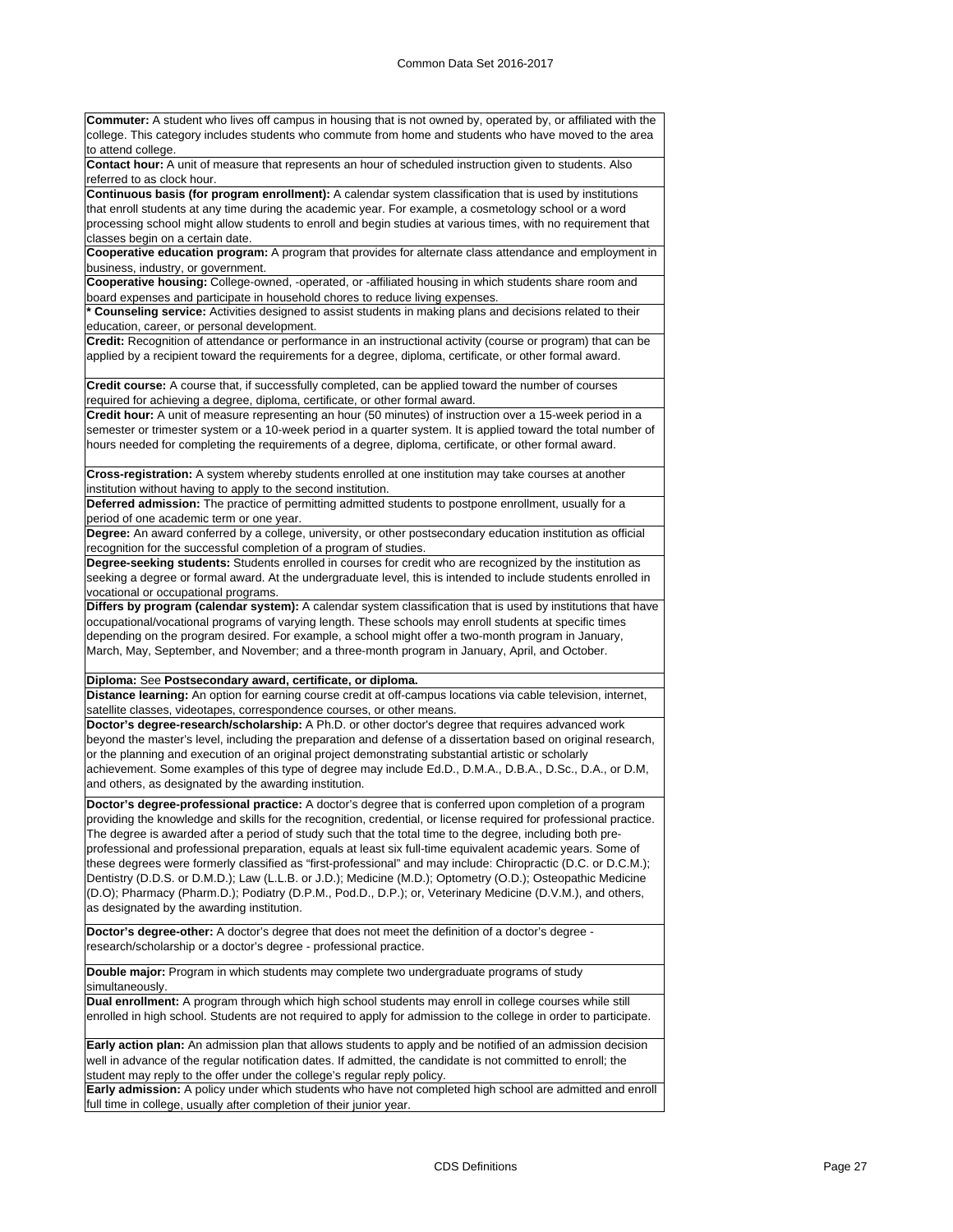**Commuter:** A student who lives off campus in housing that is not owned by, operated by, or affiliated with the college. This category includes students who commute from home and students who have moved to the area to attend college.

**Contact hour:** A unit of measure that represents an hour of scheduled instruction given to students. Also referred to as clock hour.

**Continuous basis (for program enrollment):** A calendar system classification that is used by institutions that enroll students at any time during the academic year. For example, a cosmetology school or a word processing school might allow students to enroll and begin studies at various times, with no requirement that classes begin on a certain date.

**Cooperative education program:** A program that provides for alternate class attendance and employment in business, industry, or government.

**Cooperative housing:** College-owned, -operated, or -affiliated housing in which students share room and board expenses and participate in household chores to reduce living expenses.

**\* Counseling service:** Activities designed to assist students in making plans and decisions related to their education, career, or personal development.

**Credit:** Recognition of attendance or performance in an instructional activity (course or program) that can be applied by a recipient toward the requirements for a degree, diploma, certificate, or other formal award.

**Credit course:** A course that, if successfully completed, can be applied toward the number of courses required for achieving a degree, diploma, certificate, or other formal award.

**Credit hour:** A unit of measure representing an hour (50 minutes) of instruction over a 15-week period in a semester or trimester system or a 10-week period in a quarter system. It is applied toward the total number of hours needed for completing the requirements of a degree, diploma, certificate, or other formal award.

**Cross-registration:** A system whereby students enrolled at one institution may take courses at another institution without having to apply to the second institution.

**Deferred admission:** The practice of permitting admitted students to postpone enrollment, usually for a period of one academic term or one year.

**Degree:** An award conferred by a college, university, or other postsecondary education institution as official recognition for the successful completion of a program of studies.

**Degree-seeking students:** Students enrolled in courses for credit who are recognized by the institution as seeking a degree or formal award. At the undergraduate level, this is intended to include students enrolled in vocational or occupational programs.

**Differs by program (calendar system):** A calendar system classification that is used by institutions that have occupational/vocational programs of varying length. These schools may enroll students at specific times depending on the program desired. For example, a school might offer a two-month program in January, March, May, September, and November; and a three-month program in January, April, and October.

**Diploma:** See **Postsecondary award, certificate, or diploma.**

**Distance learning:** An option for earning course credit at off-campus locations via cable television, internet, satellite classes, videotapes, correspondence courses, or other means.

**Doctor's degree-research/scholarship:** A Ph.D. or other doctor's degree that requires advanced work beyond the master's level, including the preparation and defense of a dissertation based on original research, or the planning and execution of an original project demonstrating substantial artistic or scholarly achievement. Some examples of this type of degree may include Ed.D., D.M.A., D.B.A., D.Sc., D.A., or D.M, and others, as designated by the awarding institution.

**Doctor's degree-professional practice:** A doctor's degree that is conferred upon completion of a program providing the knowledge and skills for the recognition, credential, or license required for professional practice. The degree is awarded after a period of study such that the total time to the degree, including both pre-professional and professional preparation, equals at least six full-time equivalent academic years. Some of these degrees were formerly classified as "first-professional" and may include: Chiropractic (D.C. or D.C.M.); Dentistry (D.D.S. or D.M.D.); Law (L.L.B. or J.D.); Medicine (M.D.); Optometry (O.D.); Osteopathic Medicine (D.O); Pharmacy (Pharm.D.); Podiatry (D.P.M., Pod.D., D.P.); or, Veterinary Medicine (D.V.M.), and others, as designated by the awarding institution.

**Doctor's degree-other:** A doctor's degree that does not meet the definition of a doctor's degree - research/scholarship or a doctor's degree - professional practice.

**Double major:** Program in which students may complete two undergraduate programs of study simultaneously.

**Dual enrollment:** A program through which high school students may enroll in college courses while still enrolled in high school. Students are not required to apply for admission to the college in order to participate.

**Early action plan:** An admission plan that allows students to apply and be notified of an admission decision well in advance of the regular notification dates. If admitted, the candidate is not committed to enroll; the student may reply to the offer under the college's regular reply policy.

**Early admission:** A policy under which students who have not completed high school are admitted and enroll full time in college, usually after completion of their junior year.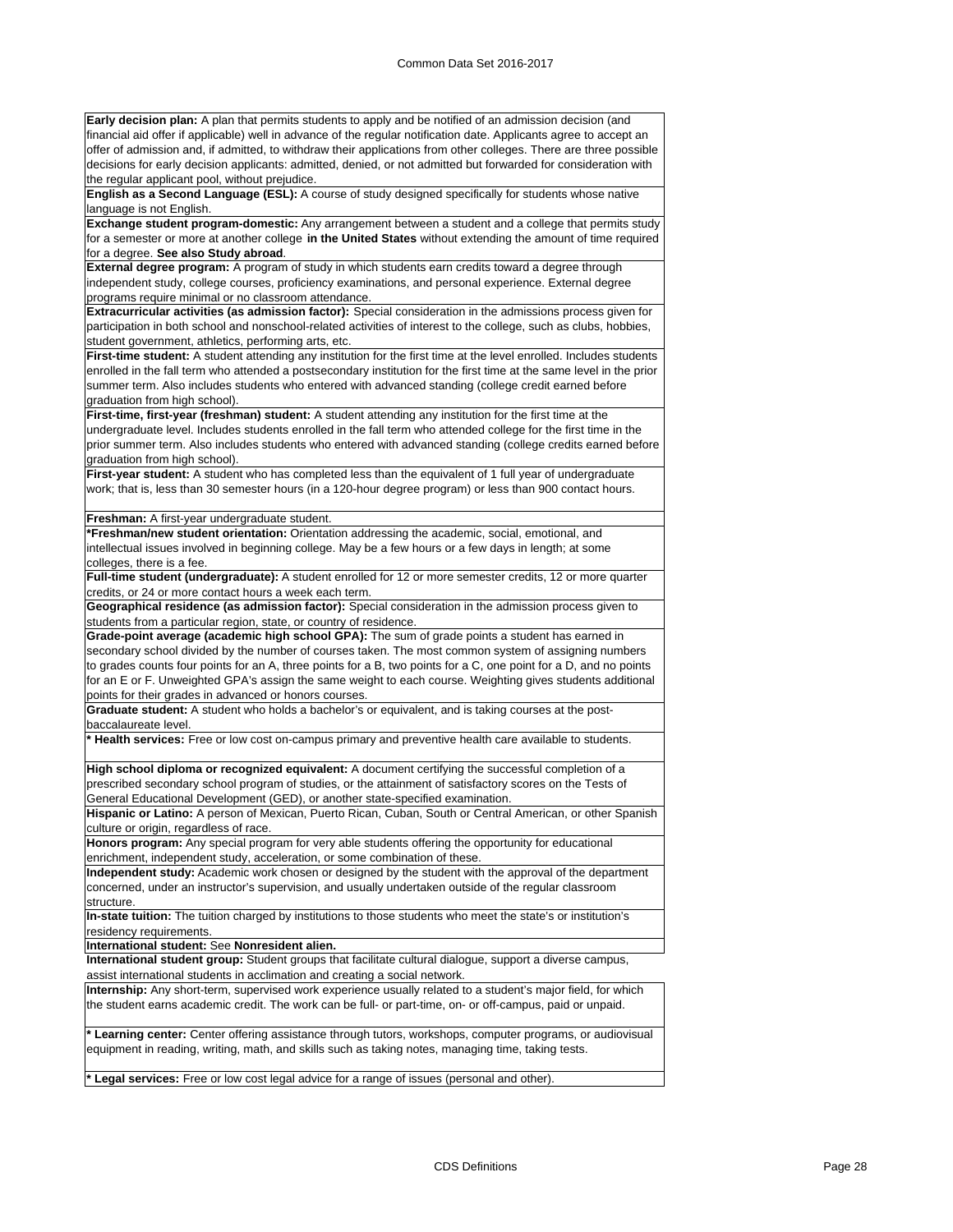**Early decision plan:** A plan that permits students to apply and be notified of an admission decision (and financial aid offer if applicable) well in advance of the regular notification date. Applicants agree to accept an offer of admission and, if admitted, to withdraw their applications from other colleges. There are three possible decisions for early decision applicants: admitted, denied, or not admitted but forwarded for consideration with the regular applicant pool, without prejudice.

**English as a Second Language (ESL):** A course of study designed specifically for students whose native language is not English.

**Exchange student program-domestic:** Any arrangement between a student and a college that permits study for a semester or more at another college **in the United States** without extending the amount of time required for a degree. **See also Study abroad**.

**External degree program:** A program of study in which students earn credits toward a degree through independent study, college courses, proficiency examinations, and personal experience. External degree programs require minimal or no classroom attendance.

**Extracurricular activities (as admission factor):** Special consideration in the admissions process given for participation in both school and nonschool-related activities of interest to the college, such as clubs, hobbies, student government, athletics, performing arts, etc.

**First-time student:** A student attending any institution for the first time at the level enrolled. Includes students enrolled in the fall term who attended a postsecondary institution for the first time at the same level in the prior summer term. Also includes students who entered with advanced standing (college credit earned before graduation from high school).

**First-time, first-year (freshman) student:** A student attending any institution for the first time at the undergraduate level. Includes students enrolled in the fall term who attended college for the first time in the prior summer term. Also includes students who entered with advanced standing (college credits earned before graduation from high school).

**First-year student:** A student who has completed less than the equivalent of 1 full year of undergraduate work; that is, less than 30 semester hours (in a 120-hour degree program) or less than 900 contact hours.

**Freshman:** A first-year undergraduate student.

***Freshman/new student orientation:** Orientation addressing the academic, social, emotional, and intellectual issues involved in beginning college. May be a few hours or a few days in length; at some colleges, there is a fee.

**Full-time student (undergraduate):** A student enrolled for 12 or more semester credits, 12 or more quarter credits, or 24 or more contact hours a week each term.

**Geographical residence (as admission factor):** Special consideration in the admission process given to students from a particular region, state, or country of residence.

**Grade-point average (academic high school GPA):** The sum of grade points a student has earned in secondary school divided by the number of courses taken. The most common system of assigning numbers to grades counts four points for an A, three points for a B, two points for a C, one point for a D, and no points for an E or F. Unweighted GPA's assign the same weight to each course. Weighting gives students additional points for their grades in advanced or honors courses.

**Graduate student:** A student who holds a bachelor's or equivalent, and is taking courses at the post-baccalaureate level.

*** Health services:** Free or low cost on-campus primary and preventive health care available to students.

**High school diploma or recognized equivalent:** A document certifying the successful completion of a prescribed secondary school program of studies, or the attainment of satisfactory scores on the Tests of General Educational Development (GED), or another state-specified examination.

**Hispanic or Latino:** A person of Mexican, Puerto Rican, Cuban, South or Central American, or other Spanish culture or origin, regardless of race.

**Honors program:** Any special program for very able students offering the opportunity for educational enrichment, independent study, acceleration, or some combination of these.

**Independent study:** Academic work chosen or designed by the student with the approval of the department concerned, under an instructor's supervision, and usually undertaken outside of the regular classroom structure.

**In-state tuition:** The tuition charged by institutions to those students who meet the state's or institution's residency requirements.

**International student:** See **Nonresident alien.**

**International student group:** Student groups that facilitate cultural dialogue, support a diverse campus, assist international students in acclimation and creating a social network.

**Internship:** Any short-term, supervised work experience usually related to a student's major field, for which the student earns academic credit. The work can be full- or part-time, on- or off-campus, paid or unpaid.

*** Learning center:** Center offering assistance through tutors, workshops, computer programs, or audiovisual equipment in reading, writing, math, and skills such as taking notes, managing time, taking tests.

*** Legal services:** Free or low cost legal advice for a range of issues (personal and other).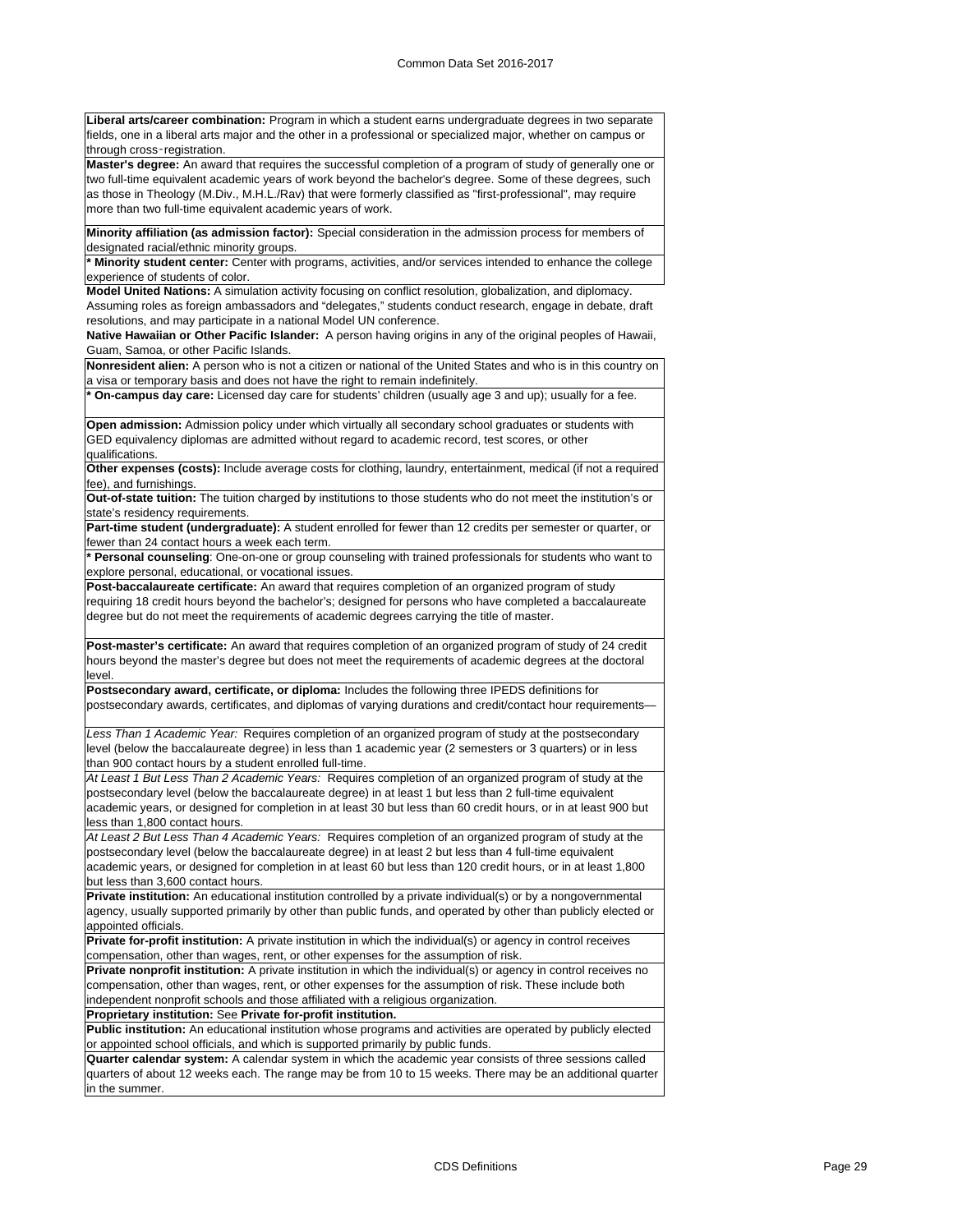**Liberal arts/career combination:** Program in which a student earns undergraduate degrees in two separate fields, one in a liberal arts major and the other in a professional or specialized major, whether on campus or through cross‑registration.

**Master's degree:** An award that requires the successful completion of a program of study of generally one or two full-time equivalent academic years of work beyond the bachelor's degree. Some of these degrees, such as those in Theology (M.Div., M.H.L./Rav) that were formerly classified as "first-professional", may require more than two full-time equivalent academic years of work.

**Minority affiliation (as admission factor):** Special consideration in the admission process for members of designated racial/ethnic minority groups.

**\* Minority student center:** Center with programs, activities, and/or services intended to enhance the college experience of students of color.

**Model United Nations:** A simulation activity focusing on conflict resolution, globalization, and diplomacy. Assuming roles as foreign ambassadors and "delegates," students conduct research, engage in debate, draft resolutions, and may participate in a national Model UN conference.

**Native Hawaiian or Other Pacific Islander:** A person having origins in any of the original peoples of Hawaii, Guam, Samoa, or other Pacific Islands.

**Nonresident alien:** A person who is not a citizen or national of the United States and who is in this country on a visa or temporary basis and does not have the right to remain indefinitely.

**\* On-campus day care:** Licensed day care for students' children (usually age 3 and up); usually for a fee.

**Open admission:** Admission policy under which virtually all secondary school graduates or students with GED equivalency diplomas are admitted without regard to academic record, test scores, or other qualifications.

**Other expenses (costs):** Include average costs for clothing, laundry, entertainment, medical (if not a required fee), and furnishings.

**Out-of-state tuition:** The tuition charged by institutions to those students who do not meet the institution's or state's residency requirements.

**Part-time student (undergraduate):** A student enrolled for fewer than 12 credits per semester or quarter, or fewer than 24 contact hours a week each term.

**\* Personal counseling**: One-on-one or group counseling with trained professionals for students who want to explore personal, educational, or vocational issues.

**Post-baccalaureate certificate:** An award that requires completion of an organized program of study requiring 18 credit hours beyond the bachelor's; designed for persons who have completed a baccalaureate degree but do not meet the requirements of academic degrees carrying the title of master.

**Post-master's certificate:** An award that requires completion of an organized program of study of 24 credit hours beyond the master's degree but does not meet the requirements of academic degrees at the doctoral level.

**Postsecondary award, certificate, or diploma:** Includes the following three IPEDS definitions for postsecondary awards, certificates, and diplomas of varying durations and credit/contact hour requirements—

*Less Than 1 Academic Year:* Requires completion of an organized program of study at the postsecondary level (below the baccalaureate degree) in less than 1 academic year (2 semesters or 3 quarters) or in less than 900 contact hours by a student enrolled full-time.

*At Least 1 But Less Than 2 Academic Years:* Requires completion of an organized program of study at the postsecondary level (below the baccalaureate degree) in at least 1 but less than 2 full-time equivalent academic years, or designed for completion in at least 30 but less than 60 credit hours, or in at least 900 but less than 1,800 contact hours.

*At Least 2 But Less Than 4 Academic Years:* Requires completion of an organized program of study at the postsecondary level (below the baccalaureate degree) in at least 2 but less than 4 full-time equivalent academic years, or designed for completion in at least 60 but less than 120 credit hours, or in at least 1,800 but less than 3,600 contact hours.

**Private institution:** An educational institution controlled by a private individual(s) or by a nongovernmental agency, usually supported primarily by other than public funds, and operated by other than publicly elected or appointed officials.

**Private for-profit institution:** A private institution in which the individual(s) or agency in control receives compensation, other than wages, rent, or other expenses for the assumption of risk.

**Private nonprofit institution:** A private institution in which the individual(s) or agency in control receives no compensation, other than wages, rent, or other expenses for the assumption of risk. These include both independent nonprofit schools and those affiliated with a religious organization.

**Proprietary institution:** See **Private for-profit institution.**

**Public institution:** An educational institution whose programs and activities are operated by publicly elected or appointed school officials, and which is supported primarily by public funds.

**Quarter calendar system:** A calendar system in which the academic year consists of three sessions called quarters of about 12 weeks each. The range may be from 10 to 15 weeks. There may be an additional quarter in the summer.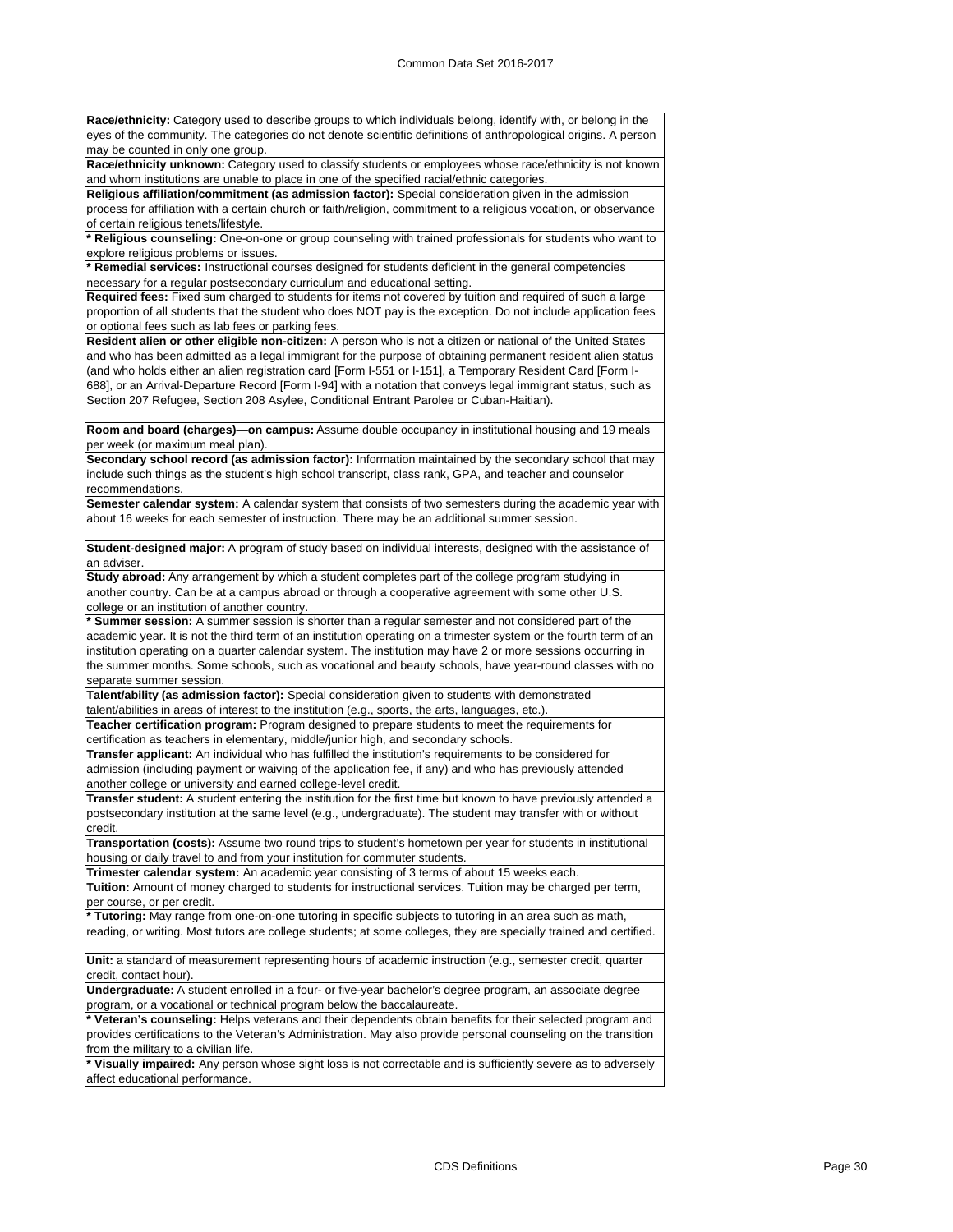**Race/ethnicity:** Category used to describe groups to which individuals belong, identify with, or belong in the eyes of the community. The categories do not denote scientific definitions of anthropological origins. A person may be counted in only one group.

**Race/ethnicity unknown:** Category used to classify students or employees whose race/ethnicity is not known and whom institutions are unable to place in one of the specified racial/ethnic categories.

**Religious affiliation/commitment (as admission factor):** Special consideration given in the admission process for affiliation with a certain church or faith/religion, commitment to a religious vocation, or observance of certain religious tenets/lifestyle.

**\* Religious counseling:** One-on-one or group counseling with trained professionals for students who want to explore religious problems or issues.

**\* Remedial services:** Instructional courses designed for students deficient in the general competencies necessary for a regular postsecondary curriculum and educational setting.

**Required fees:** Fixed sum charged to students for items not covered by tuition and required of such a large proportion of all students that the student who does NOT pay is the exception. Do not include application fees or optional fees such as lab fees or parking fees.

**Resident alien or other eligible non-citizen:** A person who is not a citizen or national of the United States and who has been admitted as a legal immigrant for the purpose of obtaining permanent resident alien status (and who holds either an alien registration card [Form I-551 or I-151], a Temporary Resident Card [Form I-688], or an Arrival-Departure Record [Form I-94] with a notation that conveys legal immigrant status, such as Section 207 Refugee, Section 208 Asylee, Conditional Entrant Parolee or Cuban-Haitian).

**Room and board (charges)—on campus:** Assume double occupancy in institutional housing and 19 meals per week (or maximum meal plan).

**Secondary school record (as admission factor):** Information maintained by the secondary school that may include such things as the student's high school transcript, class rank, GPA, and teacher and counselor recommendations.

**Semester calendar system:** A calendar system that consists of two semesters during the academic year with about 16 weeks for each semester of instruction. There may be an additional summer session.

**Student-designed major:** A program of study based on individual interests, designed with the assistance of an adviser.

**Study abroad:** Any arrangement by which a student completes part of the college program studying in another country. Can be at a campus abroad or through a cooperative agreement with some other U.S. college or an institution of another country.

**\* Summer session:** A summer session is shorter than a regular semester and not considered part of the academic year. It is not the third term of an institution operating on a trimester system or the fourth term of an institution operating on a quarter calendar system. The institution may have 2 or more sessions occurring in the summer months. Some schools, such as vocational and beauty schools, have year-round classes with no separate summer session.

**Talent/ability (as admission factor):** Special consideration given to students with demonstrated talent/abilities in areas of interest to the institution (e.g., sports, the arts, languages, etc.).

**Teacher certification program:** Program designed to prepare students to meet the requirements for certification as teachers in elementary, middle/junior high, and secondary schools.

**Transfer applicant:** An individual who has fulfilled the institution's requirements to be considered for admission (including payment or waiving of the application fee, if any) and who has previously attended another college or university and earned college-level credit.

**Transfer student:** A student entering the institution for the first time but known to have previously attended a postsecondary institution at the same level (e.g., undergraduate). The student may transfer with or without credit.

**Transportation (costs):** Assume two round trips to student's hometown per year for students in institutional housing or daily travel to and from your institution for commuter students.

**Trimester calendar system:** An academic year consisting of 3 terms of about 15 weeks each.

**Tuition:** Amount of money charged to students for instructional services. Tuition may be charged per term, per course, or per credit.

**\* Tutoring:** May range from one-on-one tutoring in specific subjects to tutoring in an area such as math, reading, or writing. Most tutors are college students; at some colleges, they are specially trained and certified.

**Unit:** a standard of measurement representing hours of academic instruction (e.g., semester credit, quarter credit, contact hour).

**Undergraduate:** A student enrolled in a four- or five-year bachelor's degree program, an associate degree program, or a vocational or technical program below the baccalaureate.

**\* Veteran's counseling:** Helps veterans and their dependents obtain benefits for their selected program and provides certifications to the Veteran's Administration. May also provide personal counseling on the transition from the military to a civilian life.

**\* Visually impaired:** Any person whose sight loss is not correctable and is sufficiently severe as to adversely affect educational performance.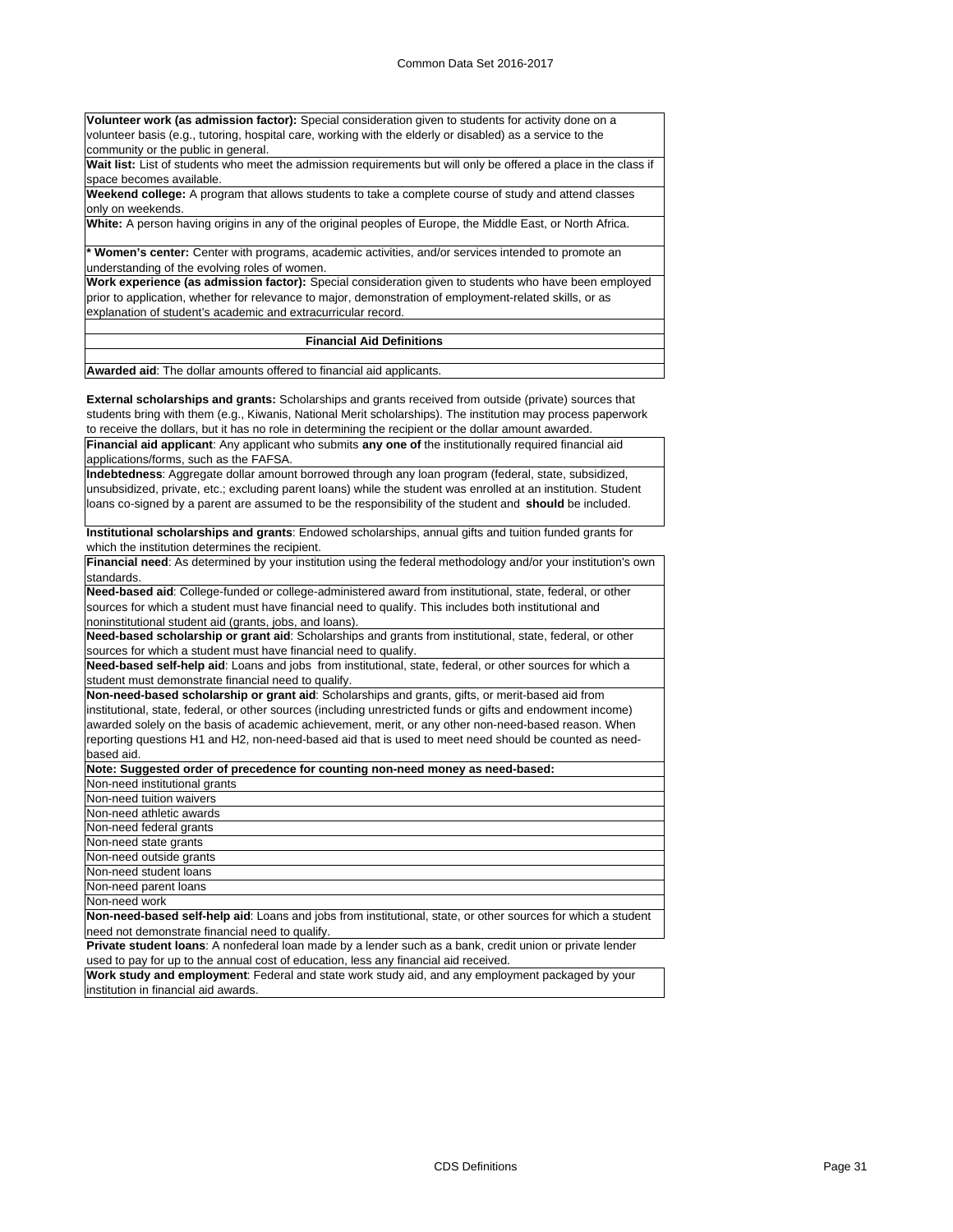**Volunteer work (as admission factor):** Special consideration given to students for activity done on a volunteer basis (e.g., tutoring, hospital care, working with the elderly or disabled) as a service to the community or the public in general.

**Wait list:** List of students who meet the admission requirements but will only be offered a place in the class if space becomes available.

**Weekend college:** A program that allows students to take a complete course of study and attend classes only on weekends.

**White:** A person having origins in any of the original peoples of Europe, the Middle East, or North Africa.

**\* Women's center:** Center with programs, academic activities, and/or services intended to promote an understanding of the evolving roles of women.

**Work experience (as admission factor):** Special consideration given to students who have been employed prior to application, whether for relevance to major, demonstration of employment-related skills, or as explanation of student's academic and extracurricular record.

## Financial Aid Definitions

**Awarded aid**: The dollar amounts offered to financial aid applicants.

**External scholarships and grants:** Scholarships and grants received from outside (private) sources that students bring with them (e.g., Kiwanis, National Merit scholarships). The institution may process paperwork to receive the dollars, but it has no role in determining the recipient or the dollar amount awarded.

**Financial aid applicant**: Any applicant who submits **any one of** the institutionally required financial aid applications/forms, such as the FAFSA.

**Indebtedness**: Aggregate dollar amount borrowed through any loan program (federal, state, subsidized, unsubsidized, private, etc.; excluding parent loans) while the student was enrolled at an institution. Student loans co-signed by a parent are assumed to be the responsibility of the student and **should** be included.

**Institutional scholarships and grants**: Endowed scholarships, annual gifts and tuition funded grants for which the institution determines the recipient.

**Financial need**: As determined by your institution using the federal methodology and/or your institution's own standards.

**Need-based aid**: College-funded or college-administered award from institutional, state, federal, or other sources for which a student must have financial need to qualify. This includes both institutional and noninstitutional student aid (grants, jobs, and loans).

**Need-based scholarship or grant aid**: Scholarships and grants from institutional, state, federal, or other sources for which a student must have financial need to qualify.

**Need-based self-help aid**: Loans and jobs from institutional, state, federal, or other sources for which a student must demonstrate financial need to qualify.

**Non-need-based scholarship or grant aid**: Scholarships and grants, gifts, or merit-based aid from institutional, state, federal, or other sources (including unrestricted funds or gifts and endowment income) awarded solely on the basis of academic achievement, merit, or any other non-need-based reason. When reporting questions H1 and H2, non-need-based aid that is used to meet need should be counted as need-based aid.

**Note: Suggested order of precedence for counting non-need money as need-based:**

- Non-need institutional grants
- Non-need tuition waivers
- Non-need athletic awards
- Non-need federal grants
- Non-need state grants
- Non-need outside grants
- Non-need student loans
- Non-need parent loans
- Non-need work

**Non-need-based self-help aid**: Loans and jobs from institutional, state, or other sources for which a student need not demonstrate financial need to qualify.

**Private student loans**: A nonfederal loan made by a lender such as a bank, credit union or private lender used to pay for up to the annual cost of education, less any financial aid received.

**Work study and employment**: Federal and state work study aid, and any employment packaged by your institution in financial aid awards.